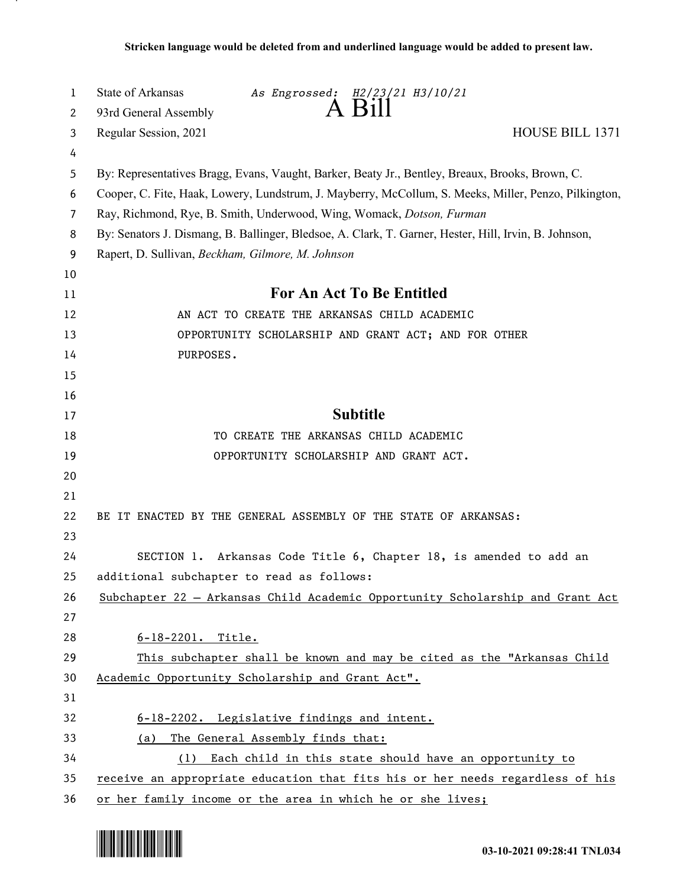**Stricken language would be deleted from and underlined language would be added to present law.**

State of Arkansas *As Engrossed: H2/23/21 H3/10/21*
93rd General Assembly

# A Bill

Regular Session, 2021 HOUSE BILL 1371

By: Representatives Bragg, Evans, Vaught, Barker, Beaty Jr., Bentley, Breaux, Brooks, Brown, C. Cooper, C. Fite, Haak, Lowery, Lundstrum, J. Mayberry, McCollum, S. Meeks, Miller, Penzo, Pilkington, Ray, Richmond, Rye, B. Smith, Underwood, Wing, Womack, *Dotson, Furman*

By: Senators J. Dismang, B. Ballinger, Bledsoe, A. Clark, T. Garner, Hester, Hill, Irvin, B. Johnson, Rapert, D. Sullivan, *Beckham, Gilmore, M. Johnson*

## For An Act To Be Entitled

AN ACT TO CREATE THE ARKANSAS CHILD ACADEMIC OPPORTUNITY SCHOLARSHIP AND GRANT ACT; AND FOR OTHER PURPOSES.

## Subtitle

TO CREATE THE ARKANSAS CHILD ACADEMIC OPPORTUNITY SCHOLARSHIP AND GRANT ACT.

BE IT ENACTED BY THE GENERAL ASSEMBLY OF THE STATE OF ARKANSAS:

SECTION 1. Arkansas Code Title 6, Chapter 18, is amended to add an additional subchapter to read as follows:

Subchapter 22 — Arkansas Child Academic Opportunity Scholarship and Grant Act

6-18-2201. Title.

This subchapter shall be known and may be cited as the "Arkansas Child Academic Opportunity Scholarship and Grant Act".

6-18-2202. Legislative findings and intent.

(a) The General Assembly finds that:

(1) Each child in this state should have an opportunity to receive an appropriate education that fits his or her needs regardless of his or her family income or the area in which he or she lives;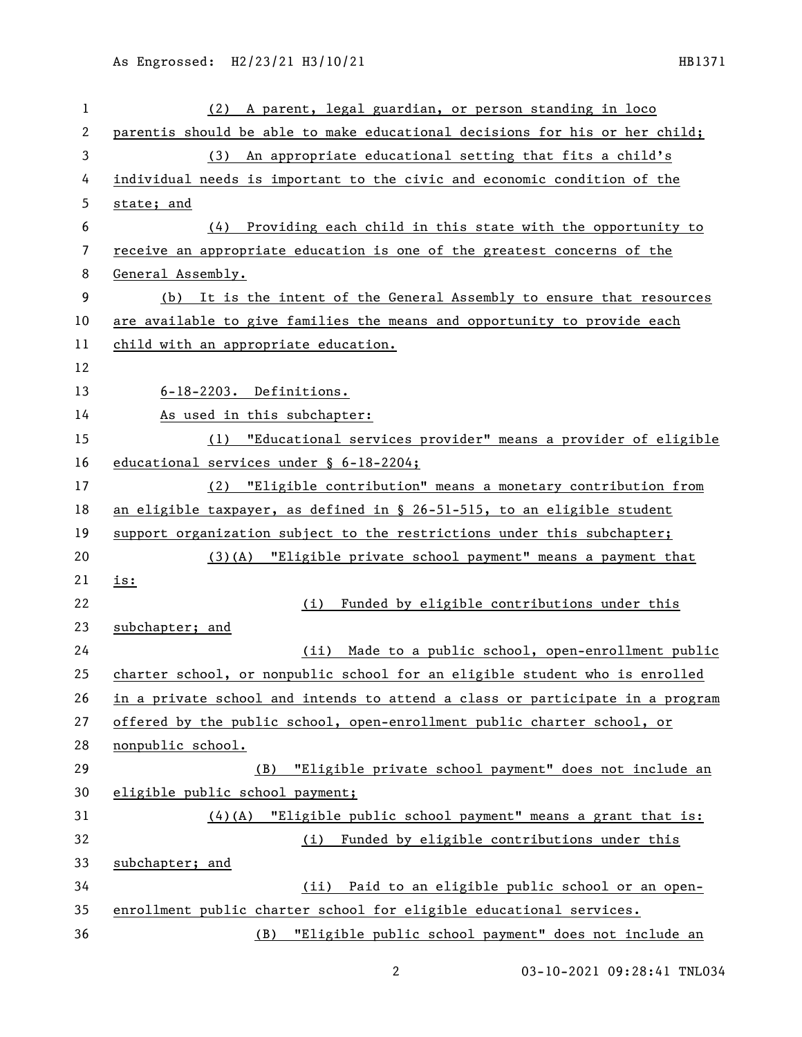(2) A parent, legal guardian, or person standing in loco parentis should be able to make educational decisions for his or her child;

(3) An appropriate educational setting that fits a child's individual needs is important to the civic and economic condition of the state; and

(4) Providing each child in this state with the opportunity to receive an appropriate education is one of the greatest concerns of the General Assembly.

(b) It is the intent of the General Assembly to ensure that resources are available to give families the means and opportunity to provide each child with an appropriate education.

6-18-2203. Definitions.

As used in this subchapter:

(1) "Educational services provider" means a provider of eligible educational services under § 6-18-2204;

(2) "Eligible contribution" means a monetary contribution from an eligible taxpayer, as defined in § 26-51-515, to an eligible student support organization subject to the restrictions under this subchapter;

(3)(A) "Eligible private school payment" means a payment that is:

(i) Funded by eligible contributions under this subchapter; and

(ii) Made to a public school, open-enrollment public charter school, or nonpublic school for an eligible student who is enrolled in a private school and intends to attend a class or participate in a program offered by the public school, open-enrollment public charter school, or nonpublic school.

(B) "Eligible private school payment" does not include an eligible public school payment;

(4)(A) "Eligible public school payment" means a grant that is:

(i) Funded by eligible contributions under this subchapter; and

(ii) Paid to an eligible public school or an open-enrollment public charter school for eligible educational services.

(B) "Eligible public school payment" does not include an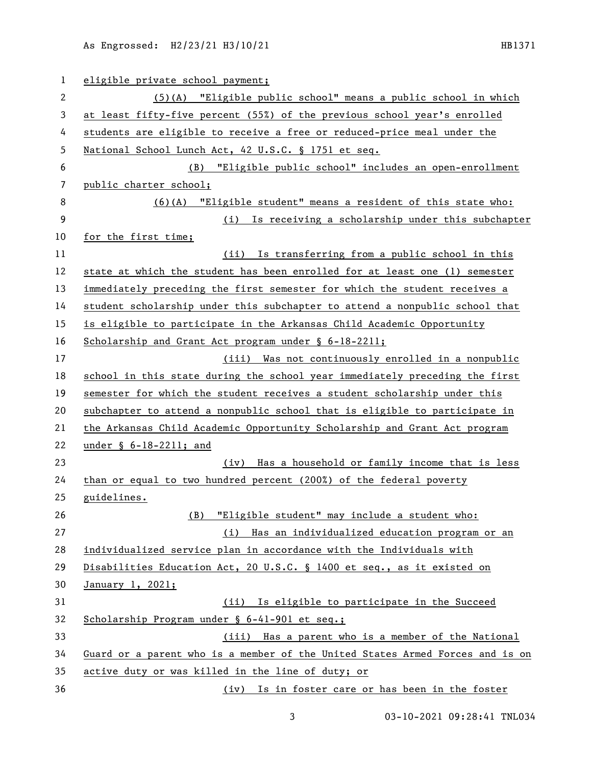eligible private school payment;

(5)(A) "Eligible public school" means a public school in which at least fifty-five percent (55%) of the previous school year's enrolled students are eligible to receive a free or reduced-price meal under the National School Lunch Act, 42 U.S.C. § 1751 et seq.

(B) "Eligible public school" includes an open-enrollment public charter school;

(6)(A) "Eligible student" means a resident of this state who:

(i) Is receiving a scholarship under this subchapter for the first time;

(ii) Is transferring from a public school in this state at which the student has been enrolled for at least one (1) semester immediately preceding the first semester for which the student receives a student scholarship under this subchapter to attend a nonpublic school that is eligible to participate in the Arkansas Child Academic Opportunity Scholarship and Grant Act program under § 6-18-2211;

(iii) Was not continuously enrolled in a nonpublic school in this state during the school year immediately preceding the first semester for which the student receives a student scholarship under this subchapter to attend a nonpublic school that is eligible to participate in the Arkansas Child Academic Opportunity Scholarship and Grant Act program under § 6-18-2211; and

(iv) Has a household or family income that is less than or equal to two hundred percent (200%) of the federal poverty guidelines.

(B) "Eligible student" may include a student who:

(i) Has an individualized education program or an individualized service plan in accordance with the Individuals with Disabilities Education Act, 20 U.S.C. § 1400 et seq., as it existed on January 1, 2021;

(ii) Is eligible to participate in the Succeed Scholarship Program under § 6-41-901 et seq.;

(iii) Has a parent who is a member of the National Guard or a parent who is a member of the United States Armed Forces and is on active duty or was killed in the line of duty; or

(iv) Is in foster care or has been in the foster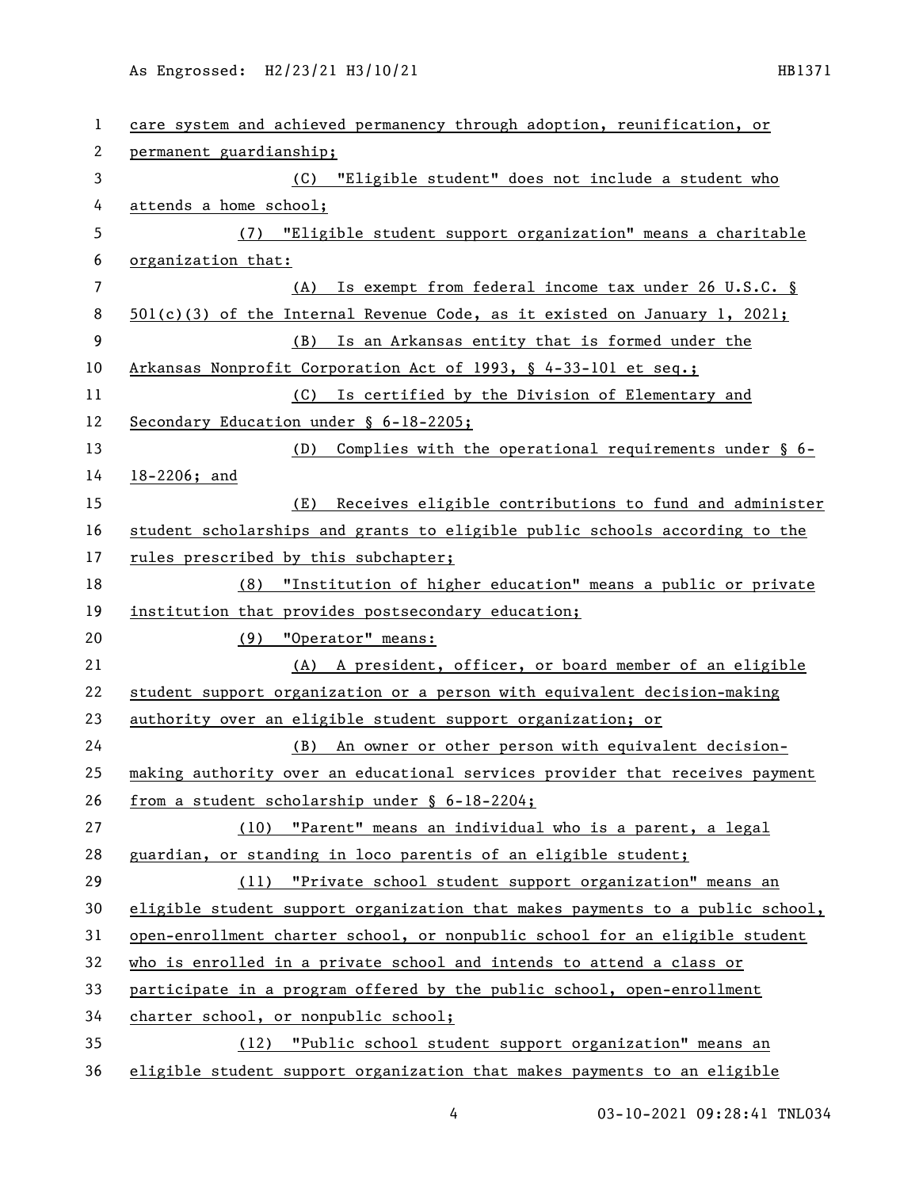care system and achieved permanency through adoption, reunification, or permanent guardianship;

(C) "Eligible student" does not include a student who attends a home school;

(7) "Eligible student support organization" means a charitable organization that:

(A) Is exempt from federal income tax under 26 U.S.C. § 501(c)(3) of the Internal Revenue Code, as it existed on January 1, 2021;

(B) Is an Arkansas entity that is formed under the Arkansas Nonprofit Corporation Act of 1993, § 4-33-101 et seq.;

(C) Is certified by the Division of Elementary and Secondary Education under § 6-18-2205;

(D) Complies with the operational requirements under § 6-18-2206; and

(E) Receives eligible contributions to fund and administer student scholarships and grants to eligible public schools according to the rules prescribed by this subchapter;

(8) "Institution of higher education" means a public or private institution that provides postsecondary education;

(9) "Operator" means:

(A) A president, officer, or board member of an eligible student support organization or a person with equivalent decision-making authority over an eligible student support organization; or

(B) An owner or other person with equivalent decision-making authority over an educational services provider that receives payment from a student scholarship under § 6-18-2204;

(10) "Parent" means an individual who is a parent, a legal guardian, or standing in loco parentis of an eligible student;

(11) "Private school student support organization" means an eligible student support organization that makes payments to a public school, open-enrollment charter school, or nonpublic school for an eligible student who is enrolled in a private school and intends to attend a class or participate in a program offered by the public school, open-enrollment charter school, or nonpublic school;

(12) "Public school student support organization" means an eligible student support organization that makes payments to an eligible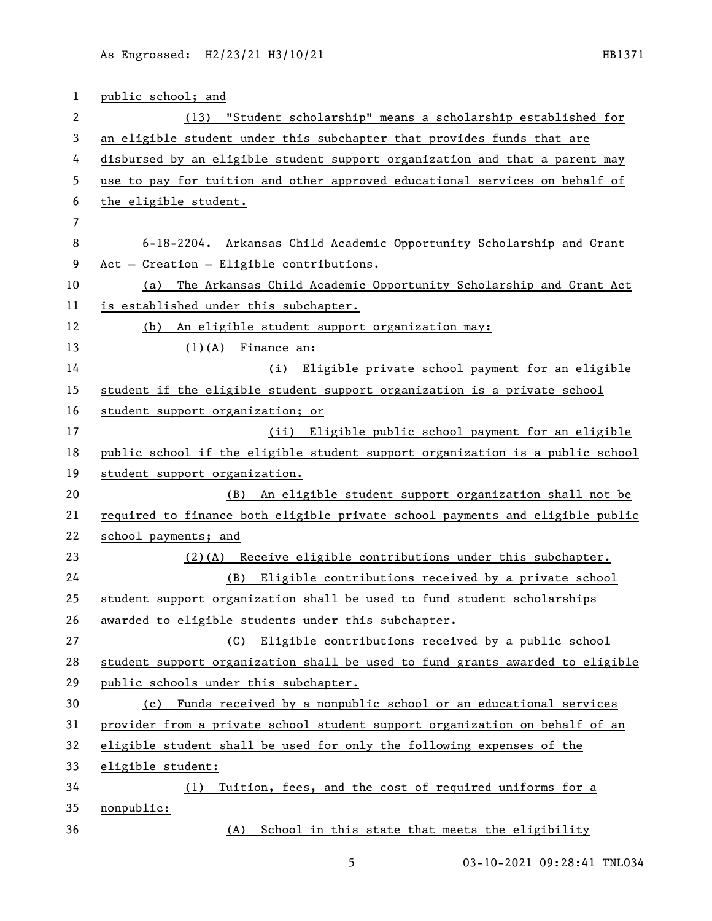public school; and

(13) "Student scholarship" means a scholarship established for an eligible student under this subchapter that provides funds that are disbursed by an eligible student support organization and that a parent may use to pay for tuition and other approved educational services on behalf of the eligible student.

6-18-2204. Arkansas Child Academic Opportunity Scholarship and Grant Act — Creation — Eligible contributions.

(a) The Arkansas Child Academic Opportunity Scholarship and Grant Act is established under this subchapter.

(b) An eligible student support organization may:

(1)(A) Finance an:

(i) Eligible private school payment for an eligible student if the eligible student support organization is a private school student support organization; or

(ii) Eligible public school payment for an eligible public school if the eligible student support organization is a public school student support organization.

(B) An eligible student support organization shall not be required to finance both eligible private school payments and eligible public school payments; and

(2)(A) Receive eligible contributions under this subchapter.

(B) Eligible contributions received by a private school student support organization shall be used to fund student scholarships awarded to eligible students under this subchapter.

(C) Eligible contributions received by a public school student support organization shall be used to fund grants awarded to eligible public schools under this subchapter.

(c) Funds received by a nonpublic school or an educational services provider from a private school student support organization on behalf of an eligible student shall be used for only the following expenses of the eligible student:

(1) Tuition, fees, and the cost of required uniforms for a nonpublic:

(A) School in this state that meets the eligibility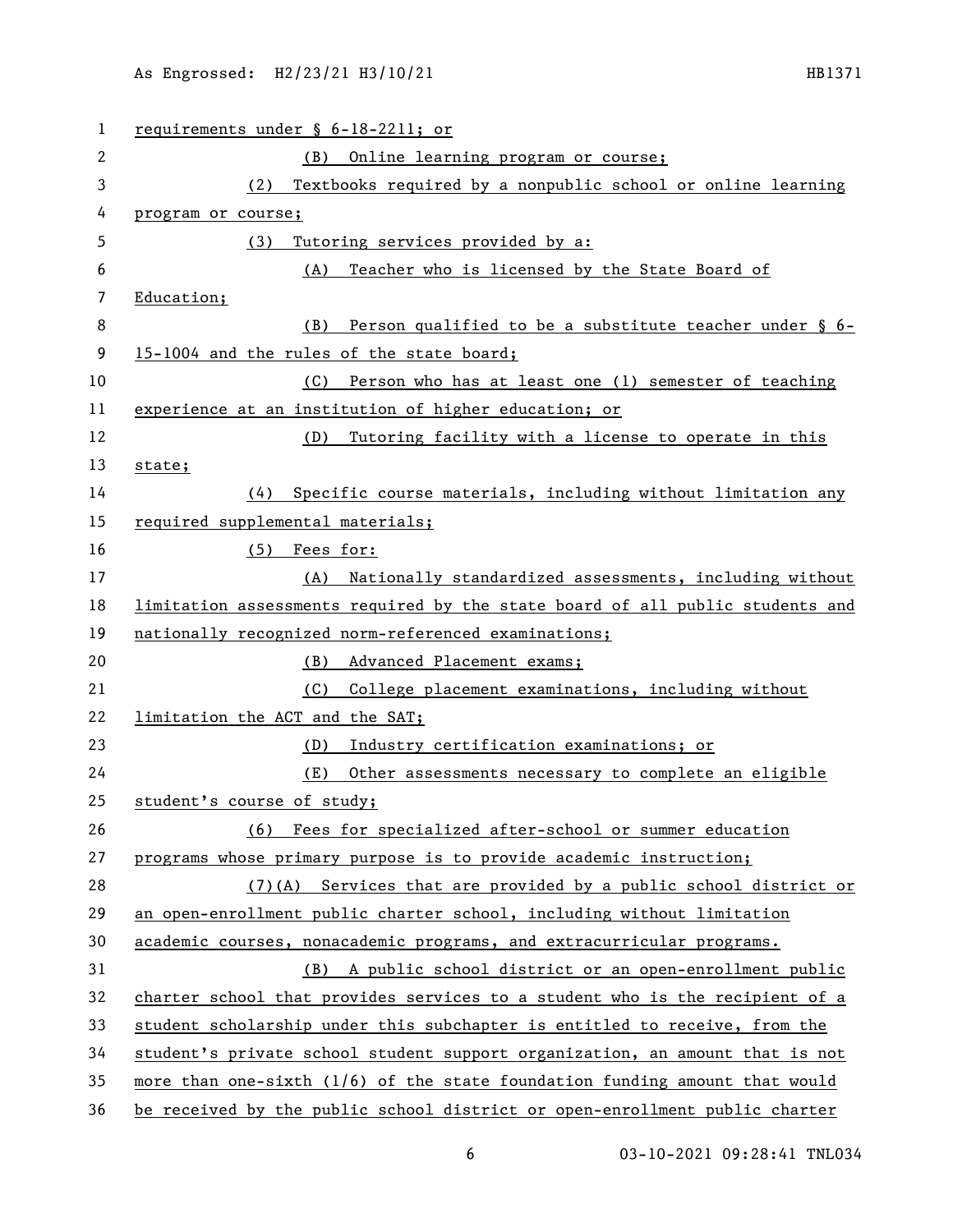requirements under § 6-18-2211; or

(B) Online learning program or course;

(2) Textbooks required by a nonpublic school or online learning program or course;

(3) Tutoring services provided by a:

(A) Teacher who is licensed by the State Board of Education;

(B) Person qualified to be a substitute teacher under § 6-15-1004 and the rules of the state board;

(C) Person who has at least one (1) semester of teaching experience at an institution of higher education; or

(D) Tutoring facility with a license to operate in this state;

(4) Specific course materials, including without limitation any required supplemental materials;

(5) Fees for:

(A) Nationally standardized assessments, including without limitation assessments required by the state board of all public students and nationally recognized norm-referenced examinations;

(B) Advanced Placement exams;

(C) College placement examinations, including without limitation the ACT and the SAT;

(D) Industry certification examinations; or

(E) Other assessments necessary to complete an eligible student's course of study;

(6) Fees for specialized after-school or summer education programs whose primary purpose is to provide academic instruction;

(7)(A) Services that are provided by a public school district or an open-enrollment public charter school, including without limitation academic courses, nonacademic programs, and extracurricular programs.

(B) A public school district or an open-enrollment public charter school that provides services to a student who is the recipient of a student scholarship under this subchapter is entitled to receive, from the student's private school student support organization, an amount that is not more than one-sixth (1/6) of the state foundation funding amount that would be received by the public school district or open-enrollment public charter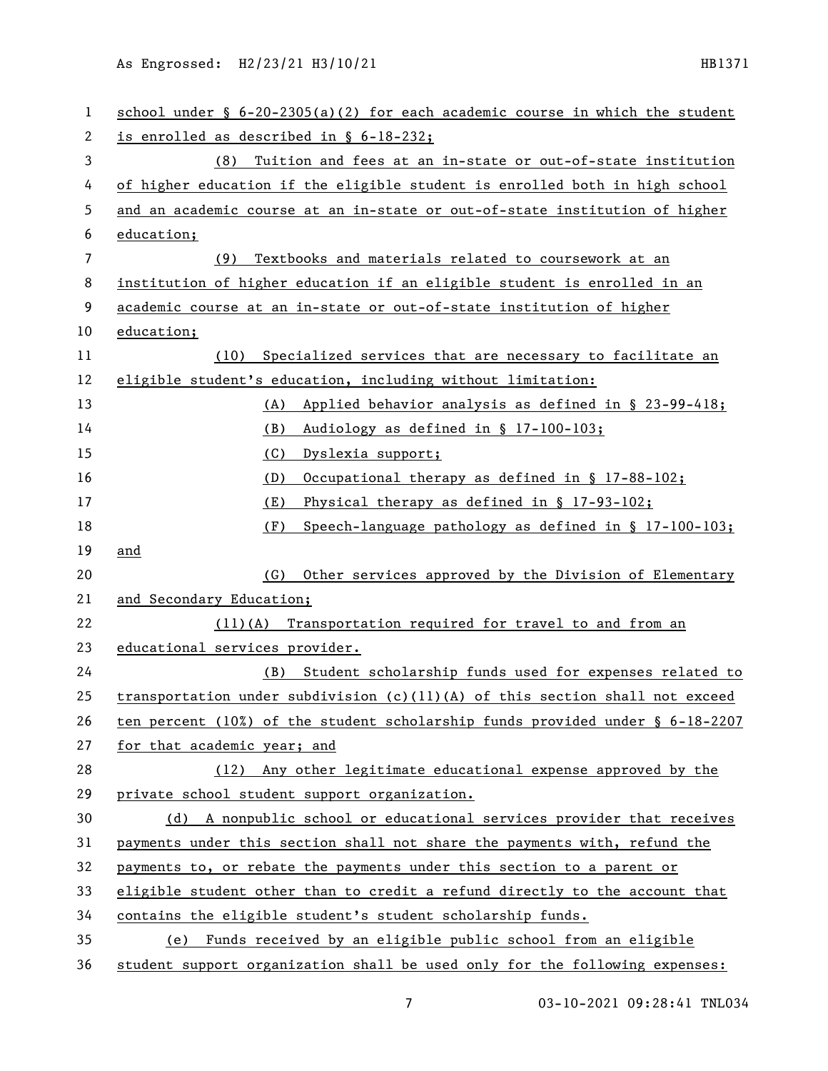school under § 6-20-2305(a)(2) for each academic course in which the student is enrolled as described in § 6-18-232;

(8) Tuition and fees at an in-state or out-of-state institution of higher education if the eligible student is enrolled both in high school and an academic course at an in-state or out-of-state institution of higher education;

(9) Textbooks and materials related to coursework at an institution of higher education if an eligible student is enrolled in an academic course at an in-state or out-of-state institution of higher education;

(10) Specialized services that are necessary to facilitate an eligible student's education, including without limitation:

(A) Applied behavior analysis as defined in § 23-99-418;

(B) Audiology as defined in § 17-100-103;

(C) Dyslexia support;

(D) Occupational therapy as defined in § 17-88-102;

(E) Physical therapy as defined in § 17-93-102;

(F) Speech-language pathology as defined in § 17-100-103; and

(G) Other services approved by the Division of Elementary and Secondary Education;

(11)(A) Transportation required for travel to and from an educational services provider.

(B) Student scholarship funds used for expenses related to transportation under subdivision (c)(11)(A) of this section shall not exceed ten percent (10%) of the student scholarship funds provided under § 6-18-2207 for that academic year; and

(12) Any other legitimate educational expense approved by the private school student support organization.

(d) A nonpublic school or educational services provider that receives payments under this section shall not share the payments with, refund the payments to, or rebate the payments under this section to a parent or eligible student other than to credit a refund directly to the account that contains the eligible student's student scholarship funds.

(e) Funds received by an eligible public school from an eligible student support organization shall be used only for the following expenses: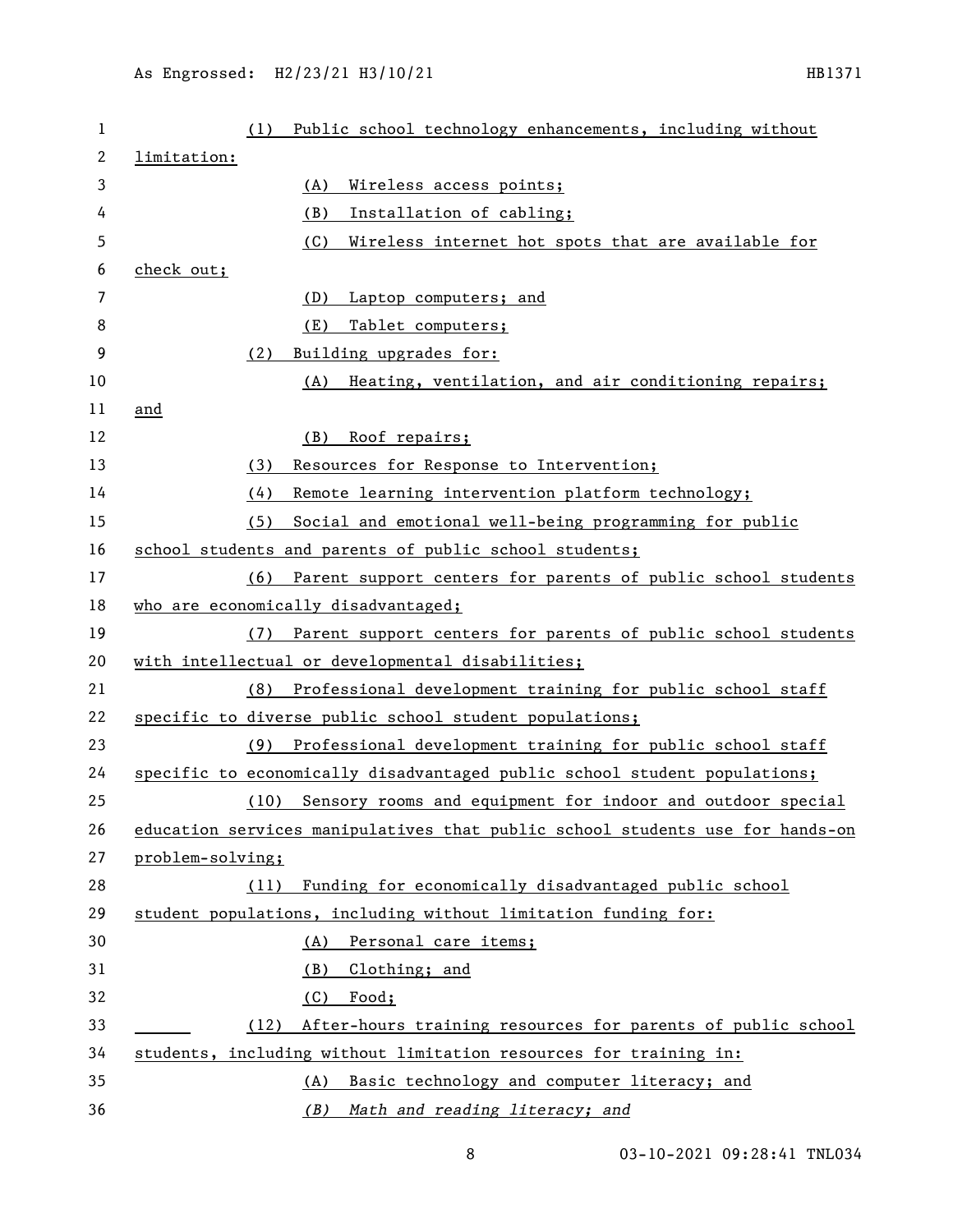(1) Public school technology enhancements, including without limitation:

(A) Wireless access points;

(B) Installation of cabling;

(C) Wireless internet hot spots that are available for check out;

(D) Laptop computers; and

(E) Tablet computers;

(2) Building upgrades for:

(A) Heating, ventilation, and air conditioning repairs; and

(B) Roof repairs;

(3) Resources for Response to Intervention;

(4) Remote learning intervention platform technology;

(5) Social and emotional well-being programming for public school students and parents of public school students;

(6) Parent support centers for parents of public school students who are economically disadvantaged;

(7) Parent support centers for parents of public school students with intellectual or developmental disabilities;

(8) Professional development training for public school staff specific to diverse public school student populations;

(9) Professional development training for public school staff specific to economically disadvantaged public school student populations;

(10) Sensory rooms and equipment for indoor and outdoor special education services manipulatives that public school students use for hands-on problem-solving;

(11) Funding for economically disadvantaged public school student populations, including without limitation funding for:

(A) Personal care items;

(B) Clothing; and

(C) Food;

(12) After-hours training resources for parents of public school students, including without limitation resources for training in:

(A) Basic technology and computer literacy; and

*(B) Math and reading literacy; and*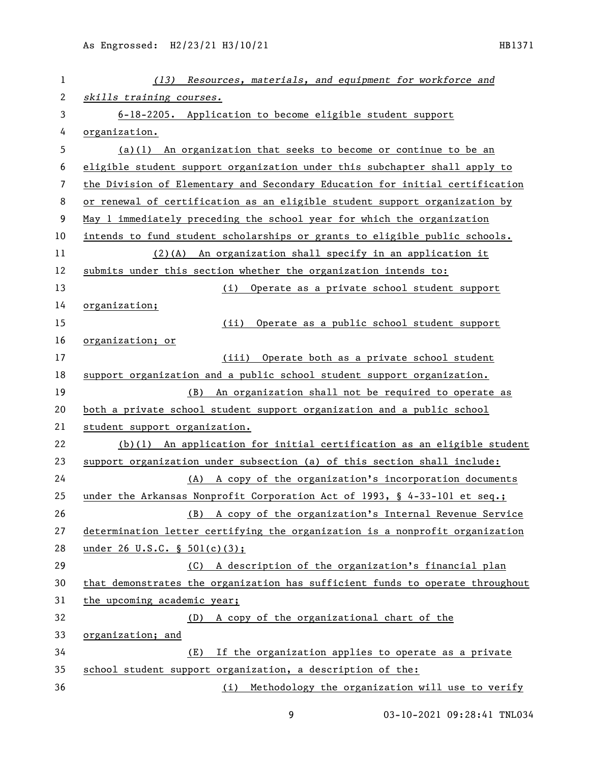(13) Resources, materials, and equipment for workforce and skills training courses.

6-18-2205. Application to become eligible student support organization.

(a)(1) An organization that seeks to become or continue to be an eligible student support organization under this subchapter shall apply to the Division of Elementary and Secondary Education for initial certification or renewal of certification as an eligible student support organization by May 1 immediately preceding the school year for which the organization intends to fund student scholarships or grants to eligible public schools.

(2)(A) An organization shall specify in an application it submits under this section whether the organization intends to:

(i) Operate as a private school student support organization;

(ii) Operate as a public school student support organization; or

(iii) Operate both as a private school student support organization and a public school student support organization.

(B) An organization shall not be required to operate as both a private school student support organization and a public school student support organization.

(b)(1) An application for initial certification as an eligible student support organization under subsection (a) of this section shall include:

(A) A copy of the organization's incorporation documents under the Arkansas Nonprofit Corporation Act of 1993, § 4-33-101 et seq.;

(B) A copy of the organization's Internal Revenue Service determination letter certifying the organization is a nonprofit organization under 26 U.S.C. § 501(c)(3);

(C) A description of the organization's financial plan that demonstrates the organization has sufficient funds to operate throughout the upcoming academic year;

(D) A copy of the organizational chart of the organization; and

(E) If the organization applies to operate as a private school student support organization, a description of the:

(i) Methodology the organization will use to verify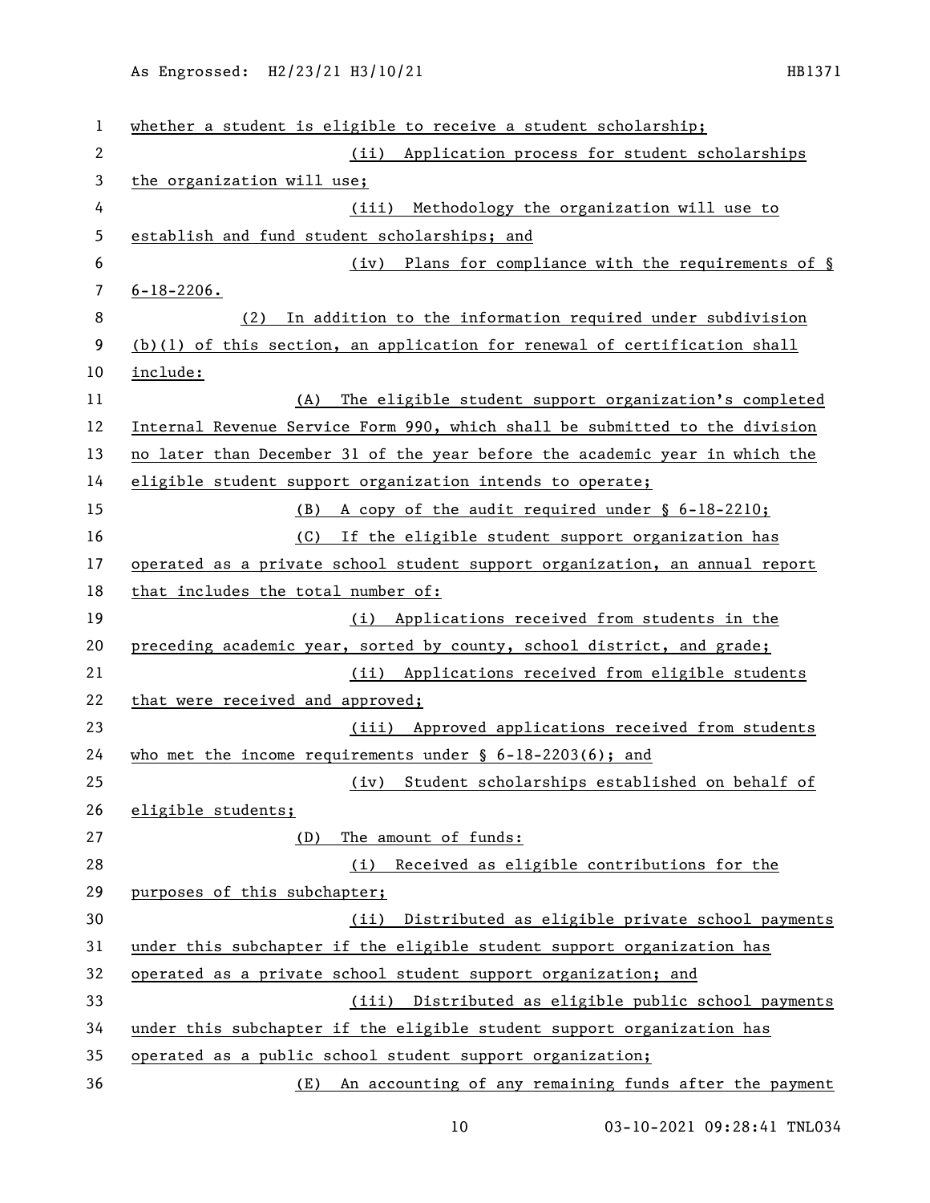whether a student is eligible to receive a student scholarship;

(ii) Application process for student scholarships the organization will use;

(iii) Methodology the organization will use to establish and fund student scholarships; and

(iv) Plans for compliance with the requirements of § 6-18-2206.

(2) In addition to the information required under subdivision (b)(1) of this section, an application for renewal of certification shall include:

(A) The eligible student support organization's completed Internal Revenue Service Form 990, which shall be submitted to the division no later than December 31 of the year before the academic year in which the eligible student support organization intends to operate;

(B) A copy of the audit required under § 6-18-2210;

(C) If the eligible student support organization has operated as a private school student support organization, an annual report that includes the total number of:

(i) Applications received from students in the preceding academic year, sorted by county, school district, and grade;

(ii) Applications received from eligible students that were received and approved;

(iii) Approved applications received from students who met the income requirements under § 6-18-2203(6); and

(iv) Student scholarships established on behalf of eligible students;

(D) The amount of funds:

(i) Received as eligible contributions for the purposes of this subchapter;

(ii) Distributed as eligible private school payments under this subchapter if the eligible student support organization has operated as a private school student support organization; and

(iii) Distributed as eligible public school payments under this subchapter if the eligible student support organization has operated as a public school student support organization;

(E) An accounting of any remaining funds after the payment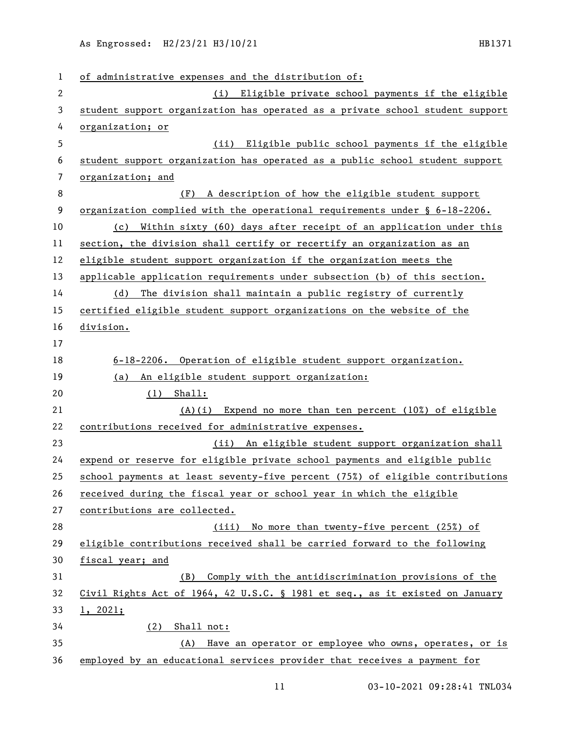of administrative expenses and the distribution of:

(i) Eligible private school payments if the eligible student support organization has operated as a private school student support organization; or

(ii) Eligible public school payments if the eligible student support organization has operated as a public school student support organization; and

(F) A description of how the eligible student support organization complied with the operational requirements under § 6-18-2206.

(c) Within sixty (60) days after receipt of an application under this section, the division shall certify or recertify an organization as an eligible student support organization if the organization meets the applicable application requirements under subsection (b) of this section.

(d) The division shall maintain a public registry of currently certified eligible student support organizations on the website of the division.

6-18-2206. Operation of eligible student support organization.

(a) An eligible student support organization:

(1) Shall:

(A)(i) Expend no more than ten percent (10%) of eligible contributions received for administrative expenses.

(ii) An eligible student support organization shall expend or reserve for eligible private school payments and eligible public school payments at least seventy-five percent (75%) of eligible contributions received during the fiscal year or school year in which the eligible contributions are collected.

(iii) No more than twenty-five percent (25%) of eligible contributions received shall be carried forward to the following fiscal year; and

(B) Comply with the antidiscrimination provisions of the Civil Rights Act of 1964, 42 U.S.C. § 1981 et seq., as it existed on January 1, 2021;

(2) Shall not:

(A) Have an operator or employee who owns, operates, or is employed by an educational services provider that receives a payment for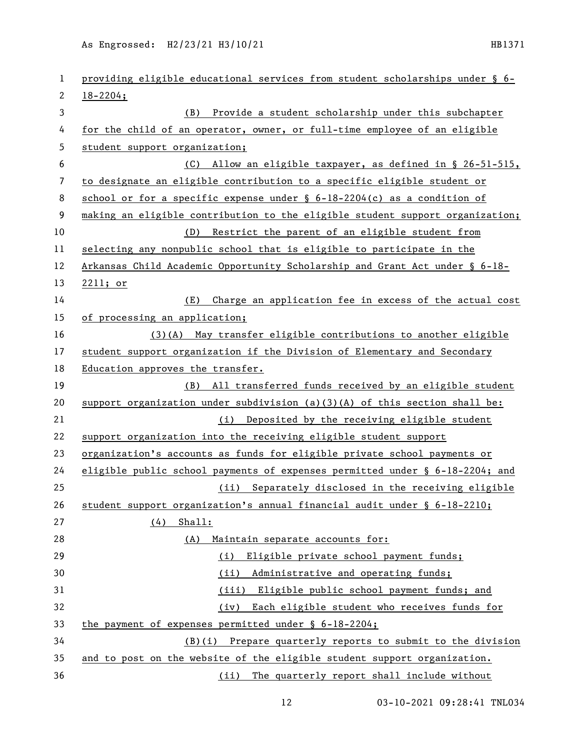providing eligible educational services from student scholarships under § 6-18-2204;

(B) Provide a student scholarship under this subchapter for the child of an operator, owner, or full-time employee of an eligible student support organization;

(C) Allow an eligible taxpayer, as defined in § 26-51-515, to designate an eligible contribution to a specific eligible student or school or for a specific expense under § 6-18-2204(c) as a condition of making an eligible contribution to the eligible student support organization;

(D) Restrict the parent of an eligible student from selecting any nonpublic school that is eligible to participate in the Arkansas Child Academic Opportunity Scholarship and Grant Act under § 6-18-2211; or

(E) Charge an application fee in excess of the actual cost of processing an application;

(3)(A) May transfer eligible contributions to another eligible student support organization if the Division of Elementary and Secondary Education approves the transfer.

(B) All transferred funds received by an eligible student support organization under subdivision (a)(3)(A) of this section shall be:

(i) Deposited by the receiving eligible student support organization into the receiving eligible student support organization's accounts as funds for eligible private school payments or eligible public school payments of expenses permitted under § 6-18-2204; and

(ii) Separately disclosed in the receiving eligible student support organization's annual financial audit under § 6-18-2210;

(4) Shall:

(A) Maintain separate accounts for:

(i) Eligible private school payment funds;

(ii) Administrative and operating funds;

(iii) Eligible public school payment funds; and

(iv) Each eligible student who receives funds for the payment of expenses permitted under § 6-18-2204;

(B)(i) Prepare quarterly reports to submit to the division and to post on the website of the eligible student support organization.

(ii) The quarterly report shall include without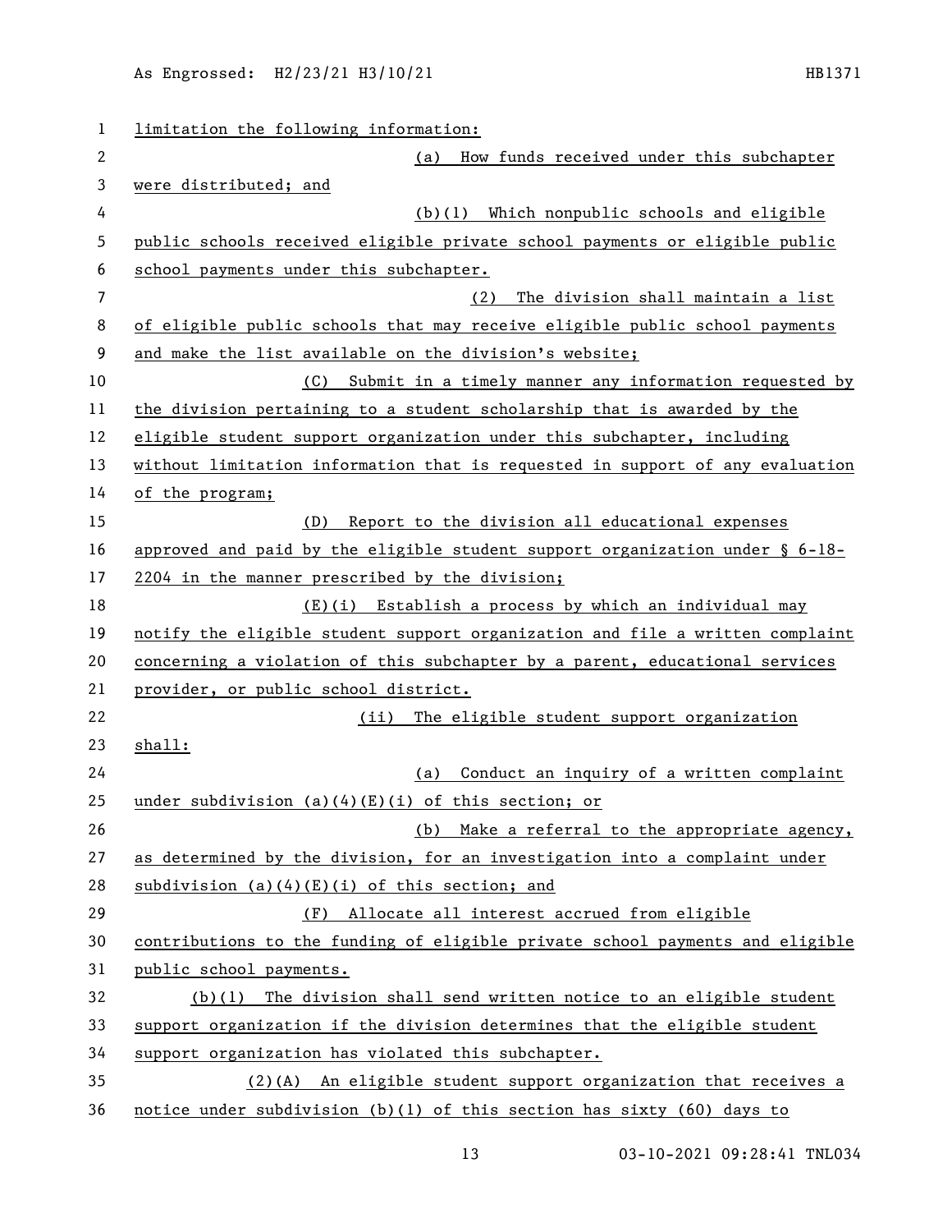limitation the following information:

(a) How funds received under this subchapter were distributed; and

(b)(1) Which nonpublic schools and eligible public schools received eligible private school payments or eligible public school payments under this subchapter.

(2) The division shall maintain a list of eligible public schools that may receive eligible public school payments and make the list available on the division's website;

(C) Submit in a timely manner any information requested by the division pertaining to a student scholarship that is awarded by the eligible student support organization under this subchapter, including without limitation information that is requested in support of any evaluation of the program;

(D) Report to the division all educational expenses approved and paid by the eligible student support organization under § 6-18-2204 in the manner prescribed by the division;

(E)(i) Establish a process by which an individual may notify the eligible student support organization and file a written complaint concerning a violation of this subchapter by a parent, educational services provider, or public school district.

(ii) The eligible student support organization shall:

(a) Conduct an inquiry of a written complaint under subdivision (a)(4)(E)(i) of this section; or

(b) Make a referral to the appropriate agency, as determined by the division, for an investigation into a complaint under subdivision (a)(4)(E)(i) of this section; and

(F) Allocate all interest accrued from eligible contributions to the funding of eligible private school payments and eligible public school payments.

(b)(1) The division shall send written notice to an eligible student support organization if the division determines that the eligible student support organization has violated this subchapter.

(2)(A) An eligible student support organization that receives a notice under subdivision (b)(1) of this section has sixty (60) days to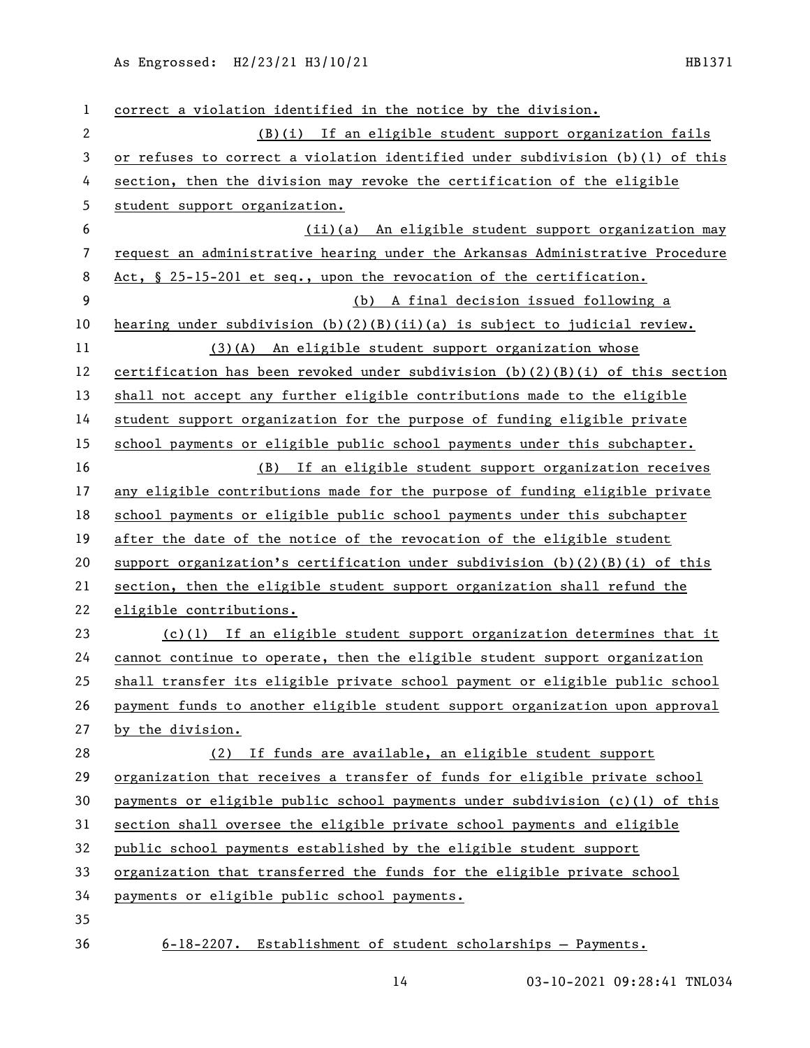correct a violation identified in the notice by the division.

(B)(i) If an eligible student support organization fails or refuses to correct a violation identified under subdivision (b)(1) of this section, then the division may revoke the certification of the eligible student support organization.

(ii)(a) An eligible student support organization may request an administrative hearing under the Arkansas Administrative Procedure Act, § 25-15-201 et seq., upon the revocation of the certification.

(b) A final decision issued following a hearing under subdivision (b)(2)(B)(ii)(a) is subject to judicial review.

(3)(A) An eligible student support organization whose certification has been revoked under subdivision (b)(2)(B)(i) of this section shall not accept any further eligible contributions made to the eligible student support organization for the purpose of funding eligible private school payments or eligible public school payments under this subchapter.

(B) If an eligible student support organization receives any eligible contributions made for the purpose of funding eligible private school payments or eligible public school payments under this subchapter after the date of the notice of the revocation of the eligible student support organization's certification under subdivision (b)(2)(B)(i) of this section, then the eligible student support organization shall refund the eligible contributions.

(c)(1) If an eligible student support organization determines that it cannot continue to operate, then the eligible student support organization shall transfer its eligible private school payment or eligible public school payment funds to another eligible student support organization upon approval by the division.

(2) If funds are available, an eligible student support organization that receives a transfer of funds for eligible private school payments or eligible public school payments under subdivision (c)(1) of this section shall oversee the eligible private school payments and eligible public school payments established by the eligible student support organization that transferred the funds for the eligible private school payments or eligible public school payments.

6-18-2207. Establishment of student scholarships — Payments.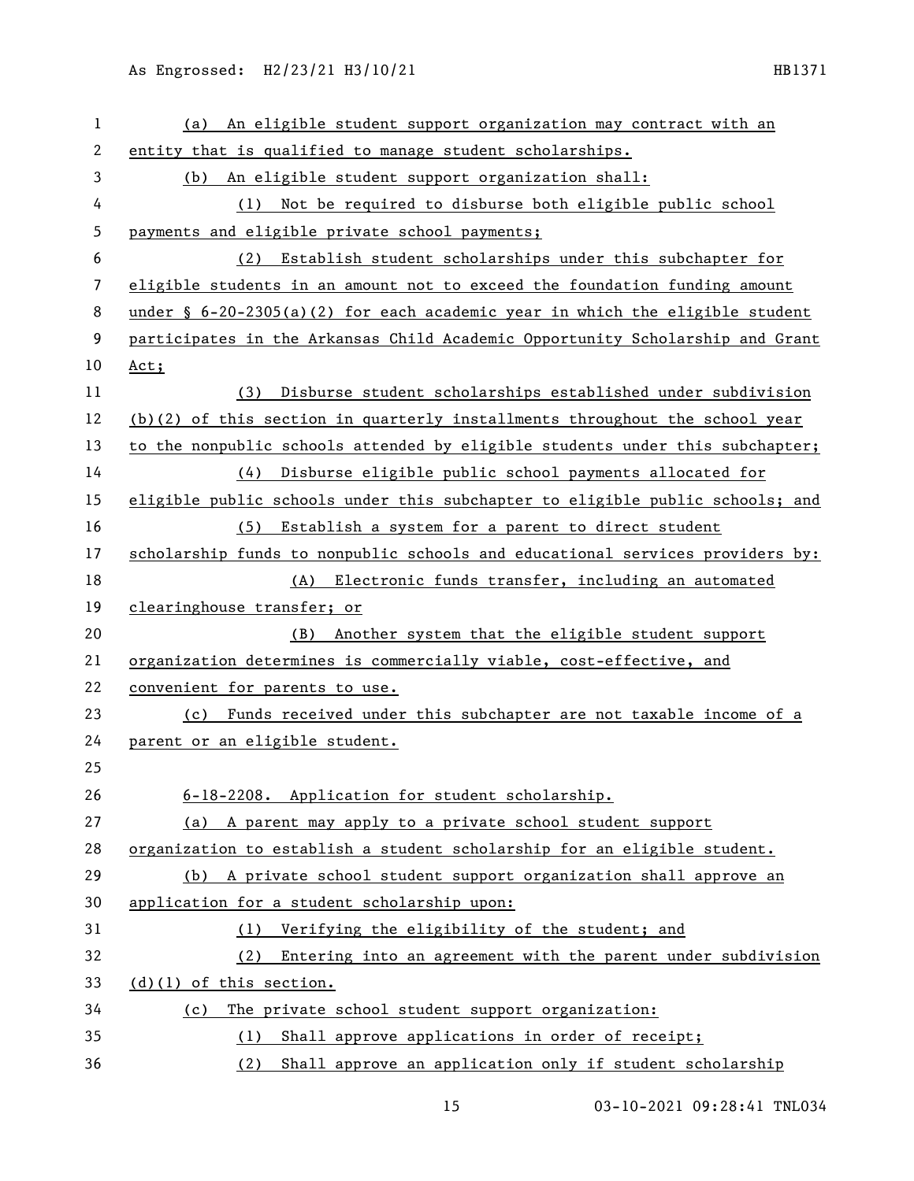(a) An eligible student support organization may contract with an entity that is qualified to manage student scholarships.

(b) An eligible student support organization shall:

(1) Not be required to disburse both eligible public school payments and eligible private school payments;

(2) Establish student scholarships under this subchapter for eligible students in an amount not to exceed the foundation funding amount under § 6-20-2305(a)(2) for each academic year in which the eligible student participates in the Arkansas Child Academic Opportunity Scholarship and Grant Act;

(3) Disburse student scholarships established under subdivision (b)(2) of this section in quarterly installments throughout the school year to the nonpublic schools attended by eligible students under this subchapter;

(4) Disburse eligible public school payments allocated for eligible public schools under this subchapter to eligible public schools; and

(5) Establish a system for a parent to direct student scholarship funds to nonpublic schools and educational services providers by:

(A) Electronic funds transfer, including an automated clearinghouse transfer; or

(B) Another system that the eligible student support organization determines is commercially viable, cost-effective, and convenient for parents to use.

(c) Funds received under this subchapter are not taxable income of a parent or an eligible student.

6-18-2208. Application for student scholarship.

(a) A parent may apply to a private school student support organization to establish a student scholarship for an eligible student.

(b) A private school student support organization shall approve an application for a student scholarship upon:

(1) Verifying the eligibility of the student; and

(2) Entering into an agreement with the parent under subdivision (d)(1) of this section.

(c) The private school student support organization:

(1) Shall approve applications in order of receipt;

(2) Shall approve an application only if student scholarship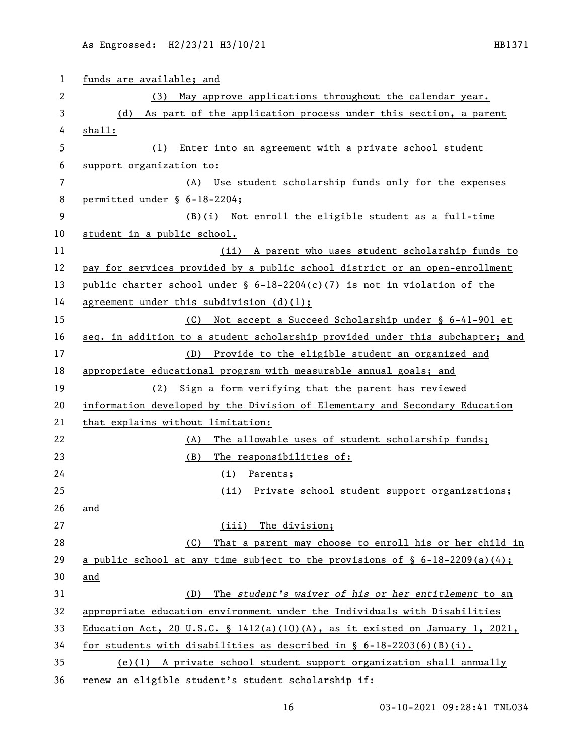funds are available; and

(3) May approve applications throughout the calendar year.

(d) As part of the application process under this section, a parent shall:

(1) Enter into an agreement with a private school student support organization to:

(A) Use student scholarship funds only for the expenses permitted under § 6-18-2204;

(B)(i) Not enroll the eligible student as a full-time student in a public school.

(ii) A parent who uses student scholarship funds to pay for services provided by a public school district or an open-enrollment public charter school under § 6-18-2204(c)(7) is not in violation of the agreement under this subdivision (d)(1);

(C) Not accept a Succeed Scholarship under § 6-41-901 et seq. in addition to a student scholarship provided under this subchapter; and

(D) Provide to the eligible student an organized and appropriate educational program with measurable annual goals; and

(2) Sign a form verifying that the parent has reviewed information developed by the Division of Elementary and Secondary Education that explains without limitation:

(A) The allowable uses of student scholarship funds;

(B) The responsibilities of:

(i) Parents;

(ii) Private school student support organizations; and

(iii) The division;

(C) That a parent may choose to enroll his or her child in a public school at any time subject to the provisions of § 6-18-2209(a)(4); and

(D) The *student's waiver of his or her entitlement* to an appropriate education environment under the Individuals with Disabilities Education Act, 20 U.S.C. § 1412(a)(10)(A), as it existed on January 1, 2021, for students with disabilities as described in § 6-18-2203(6)(B)(i).

(e)(1) A private school student support organization shall annually renew an eligible student's student scholarship if: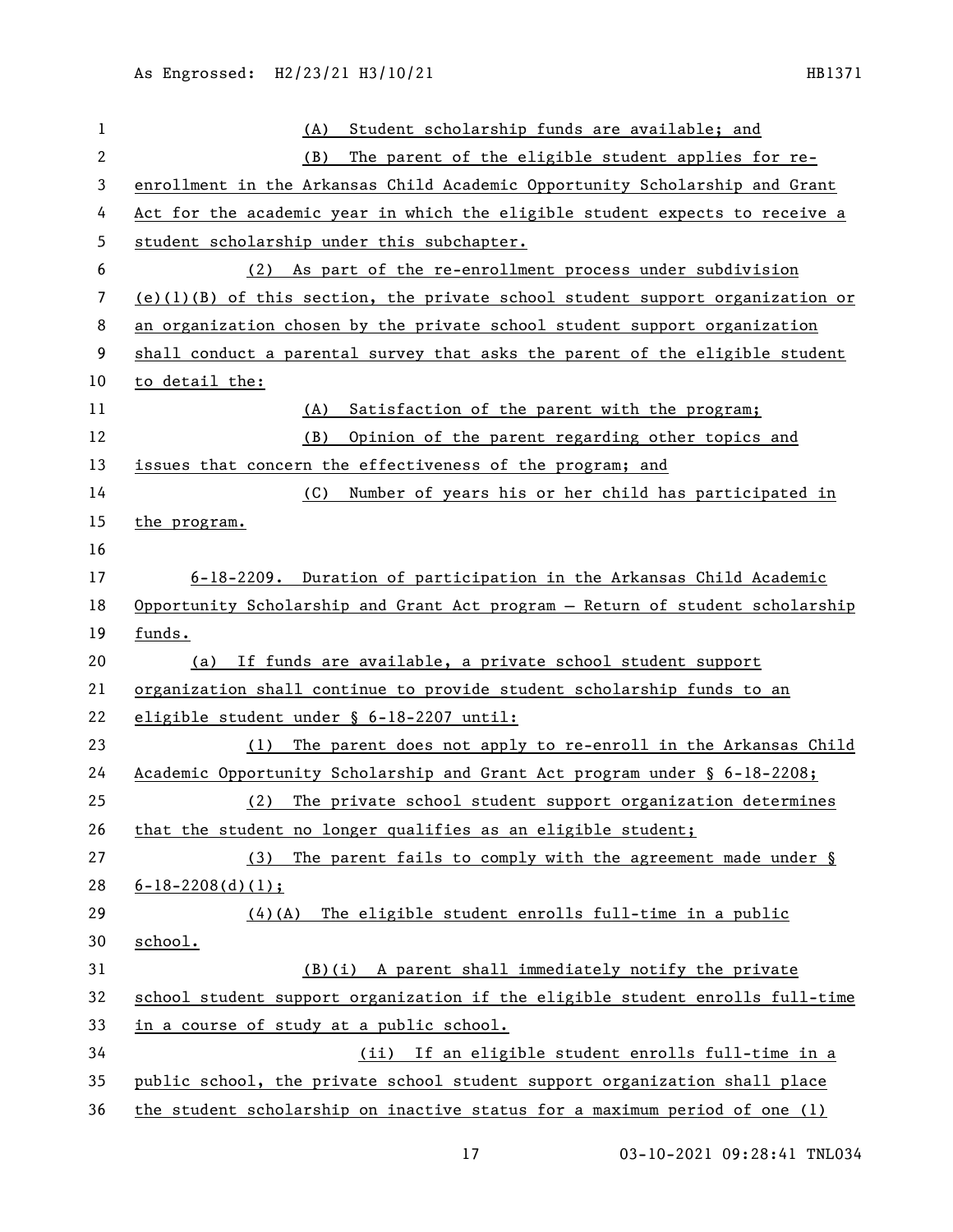(A) Student scholarship funds are available; and

(B) The parent of the eligible student applies for re-enrollment in the Arkansas Child Academic Opportunity Scholarship and Grant Act for the academic year in which the eligible student expects to receive a student scholarship under this subchapter.

(2) As part of the re-enrollment process under subdivision (e)(1)(B) of this section, the private school student support organization or an organization chosen by the private school student support organization shall conduct a parental survey that asks the parent of the eligible student to detail the:

(A) Satisfaction of the parent with the program;

(B) Opinion of the parent regarding other topics and issues that concern the effectiveness of the program; and

(C) Number of years his or her child has participated in the program.

6-18-2209. Duration of participation in the Arkansas Child Academic Opportunity Scholarship and Grant Act program — Return of student scholarship funds.

(a) If funds are available, a private school student support organization shall continue to provide student scholarship funds to an eligible student under § 6-18-2207 until:

(1) The parent does not apply to re-enroll in the Arkansas Child Academic Opportunity Scholarship and Grant Act program under § 6-18-2208;

(2) The private school student support organization determines that the student no longer qualifies as an eligible student;

(3) The parent fails to comply with the agreement made under § 6-18-2208(d)(1);

(4)(A) The eligible student enrolls full-time in a public school.

(B)(i) A parent shall immediately notify the private school student support organization if the eligible student enrolls full-time in a course of study at a public school.

(ii) If an eligible student enrolls full-time in a public school, the private school student support organization shall place the student scholarship on inactive status for a maximum period of one (1)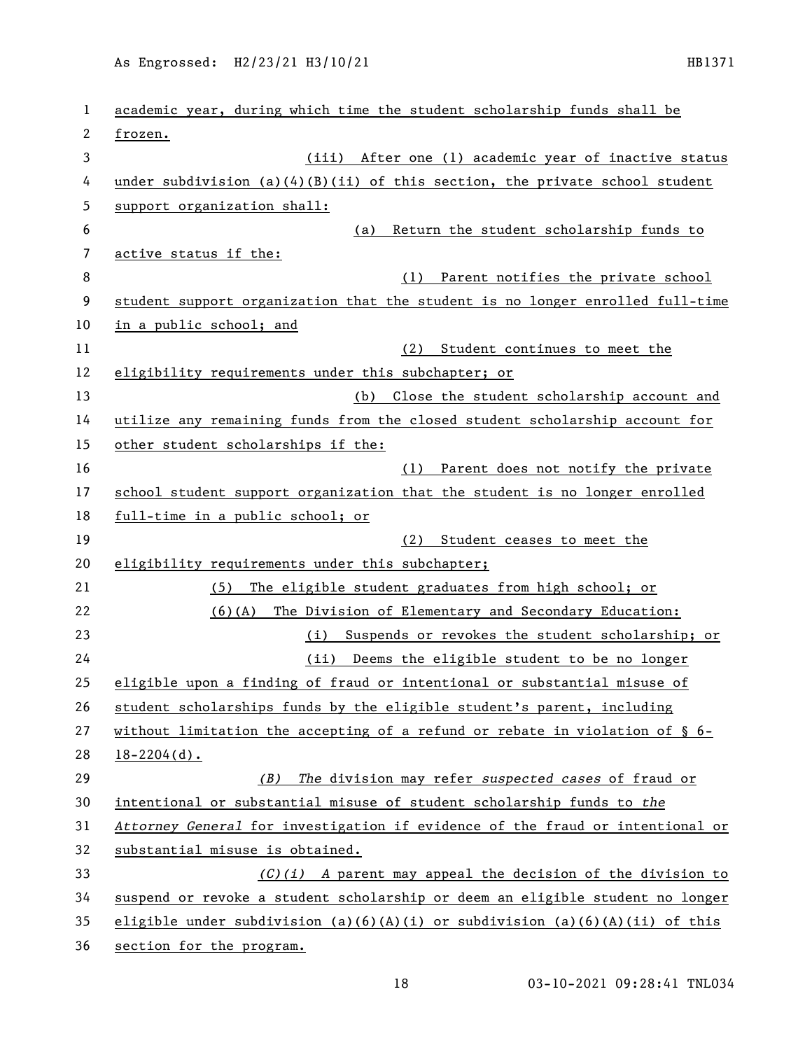academic year, during which time the student scholarship funds shall be frozen.

(iii) After one (1) academic year of inactive status under subdivision (a)(4)(B)(ii) of this section, the private school student support organization shall:

(a) Return the student scholarship funds to active status if the:

(1) Parent notifies the private school student support organization that the student is no longer enrolled full-time in a public school; and

(2) Student continues to meet the eligibility requirements under this subchapter; or

(b) Close the student scholarship account and utilize any remaining funds from the closed student scholarship account for other student scholarships if the:

(1) Parent does not notify the private school student support organization that the student is no longer enrolled full-time in a public school; or

(2) Student ceases to meet the eligibility requirements under this subchapter;

(5) The eligible student graduates from high school; or

(6)(A) The Division of Elementary and Secondary Education:

(i) Suspends or revokes the student scholarship; or

(ii) Deems the eligible student to be no longer eligible upon a finding of fraud or intentional or substantial misuse of student scholarships funds by the eligible student's parent, including without limitation the accepting of a refund or rebate in violation of § 6-18-2204(d).

*(B) The* division may refer *suspected cases* of fraud or intentional or substantial misuse of student scholarship funds to *the Attorney General* for investigation if evidence of the fraud or intentional or substantial misuse is obtained.

*(C)(i) A* parent may appeal the decision of the division to suspend or revoke a student scholarship or deem an eligible student no longer eligible under subdivision (a)(6)(A)(i) or subdivision (a)(6)(A)(ii) of this section for the program.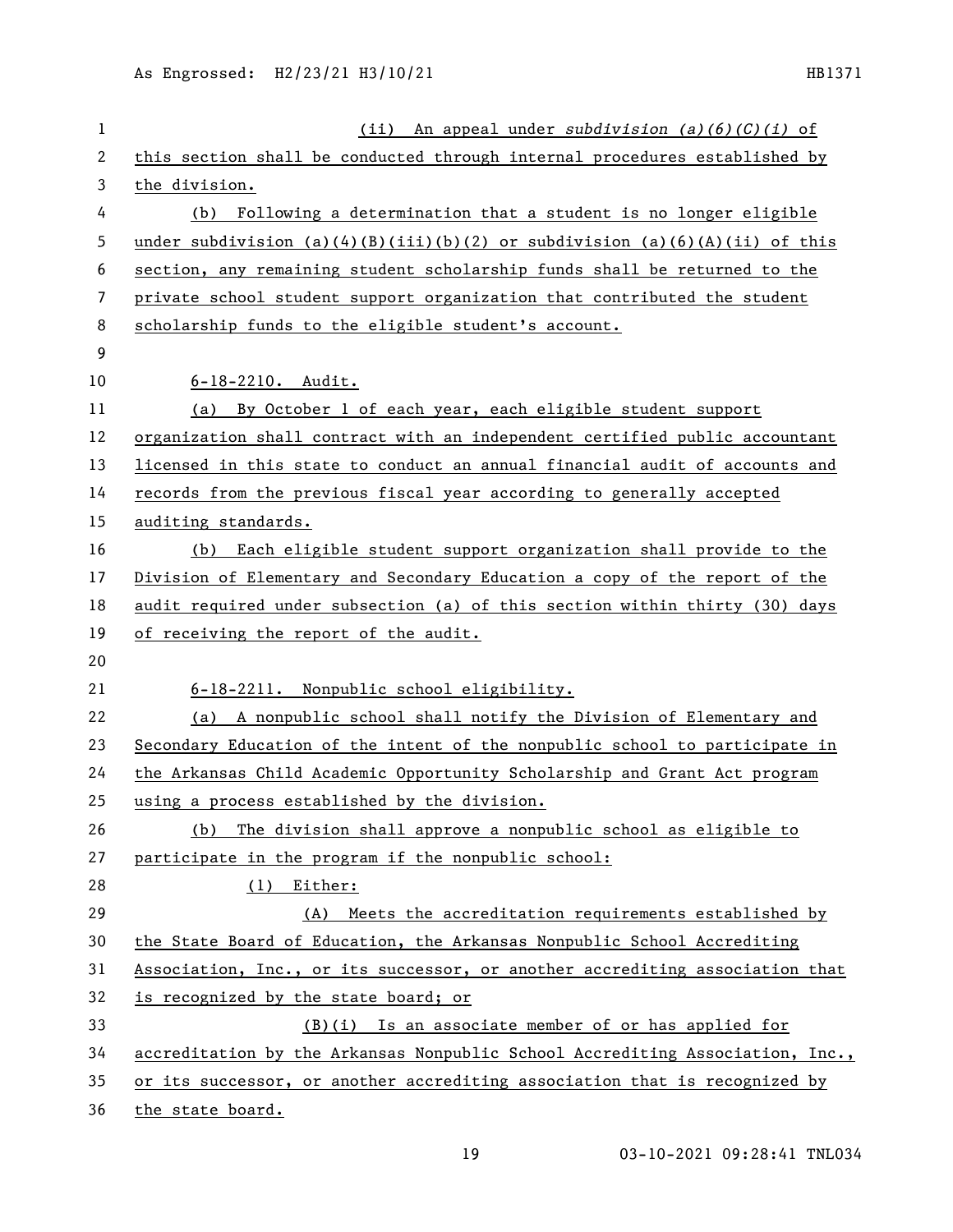(ii) An appeal under *subdivision (a)(6)(C)(i)* of this section shall be conducted through internal procedures established by the division.

(b) Following a determination that a student is no longer eligible under subdivision (a)(4)(B)(iii)(b)(2) or subdivision (a)(6)(A)(ii) of this section, any remaining student scholarship funds shall be returned to the private school student support organization that contributed the student scholarship funds to the eligible student's account.

6-18-2210. Audit.

(a) By October 1 of each year, each eligible student support organization shall contract with an independent certified public accountant licensed in this state to conduct an annual financial audit of accounts and records from the previous fiscal year according to generally accepted auditing standards.

(b) Each eligible student support organization shall provide to the Division of Elementary and Secondary Education a copy of the report of the audit required under subsection (a) of this section within thirty (30) days of receiving the report of the audit.

6-18-2211. Nonpublic school eligibility.

(a) A nonpublic school shall notify the Division of Elementary and Secondary Education of the intent of the nonpublic school to participate in the Arkansas Child Academic Opportunity Scholarship and Grant Act program using a process established by the division.

(b) The division shall approve a nonpublic school as eligible to participate in the program if the nonpublic school:

(1) Either:

(A) Meets the accreditation requirements established by the State Board of Education, the Arkansas Nonpublic School Accrediting Association, Inc., or its successor, or another accrediting association that is recognized by the state board; or

(B)(i) Is an associate member of or has applied for accreditation by the Arkansas Nonpublic School Accrediting Association, Inc., or its successor, or another accrediting association that is recognized by the state board.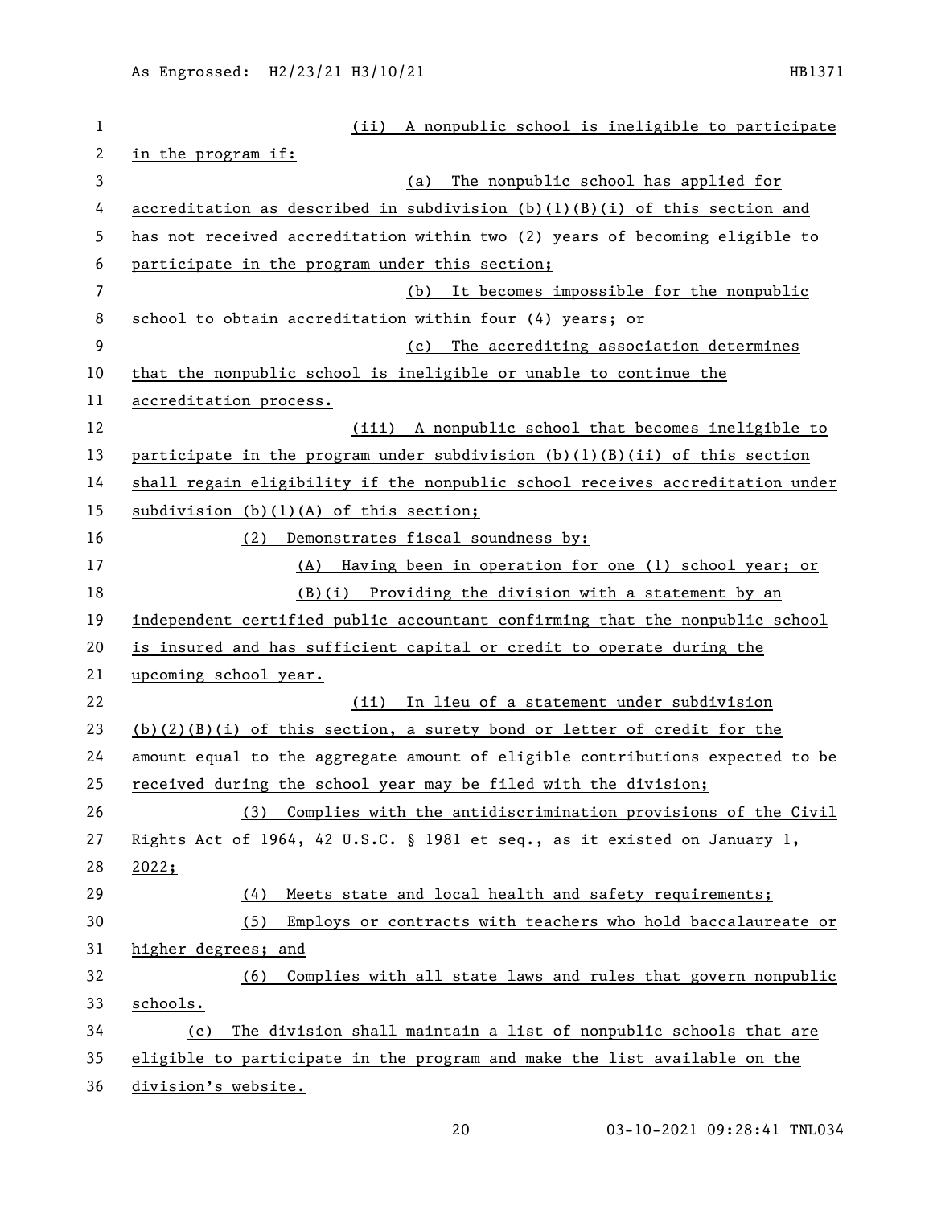(ii) A nonpublic school is ineligible to participate in the program if:

(a) The nonpublic school has applied for accreditation as described in subdivision (b)(1)(B)(i) of this section and has not received accreditation within two (2) years of becoming eligible to participate in the program under this section;

(b) It becomes impossible for the nonpublic school to obtain accreditation within four (4) years; or

(c) The accrediting association determines that the nonpublic school is ineligible or unable to continue the accreditation process.

(iii) A nonpublic school that becomes ineligible to participate in the program under subdivision (b)(1)(B)(ii) of this section shall regain eligibility if the nonpublic school receives accreditation under subdivision (b)(1)(A) of this section;

(2) Demonstrates fiscal soundness by:

(A) Having been in operation for one (1) school year; or

(B)(i) Providing the division with a statement by an independent certified public accountant confirming that the nonpublic school is insured and has sufficient capital or credit to operate during the upcoming school year.

(ii) In lieu of a statement under subdivision (b)(2)(B)(i) of this section, a surety bond or letter of credit for the amount equal to the aggregate amount of eligible contributions expected to be received during the school year may be filed with the division;

(3) Complies with the antidiscrimination provisions of the Civil Rights Act of 1964, 42 U.S.C. § 1981 et seq., as it existed on January 1, 2022;

(4) Meets state and local health and safety requirements;

(5) Employs or contracts with teachers who hold baccalaureate or higher degrees; and

(6) Complies with all state laws and rules that govern nonpublic schools.

(c) The division shall maintain a list of nonpublic schools that are eligible to participate in the program and make the list available on the division's website.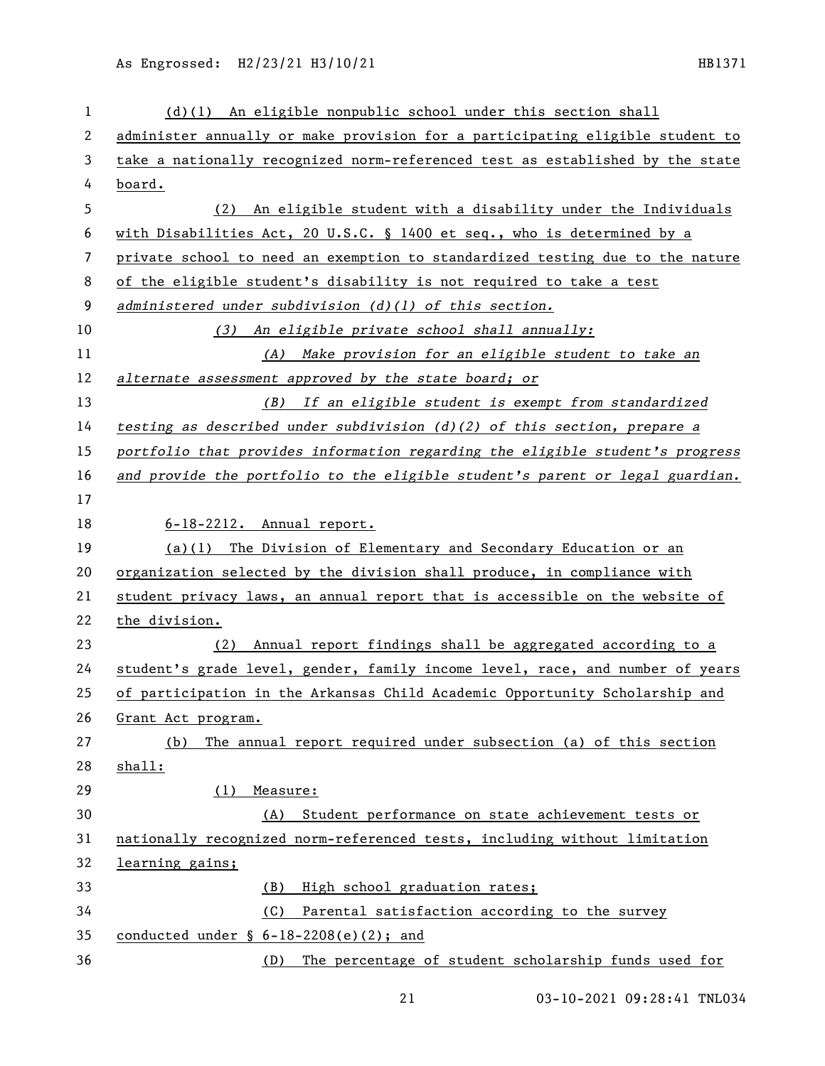(d)(1) An eligible nonpublic school under this section shall administer annually or make provision for a participating eligible student to take a nationally recognized norm-referenced test as established by the state board.

(2) An eligible student with a disability under the Individuals with Disabilities Act, 20 U.S.C. § 1400 et seq., who is determined by a private school to need an exemption to standardized testing due to the nature of the eligible student's disability is not required to take a test *administered under subdivision (d)(1) of this section.*

*(3) An eligible private school shall annually:*

*(A) Make provision for an eligible student to take an alternate assessment approved by the state board; or*

*(B) If an eligible student is exempt from standardized testing as described under subdivision (d)(2) of this section, prepare a portfolio that provides information regarding the eligible student's progress and provide the portfolio to the eligible student's parent or legal guardian.*

6-18-2212. Annual report.

(a)(1) The Division of Elementary and Secondary Education or an organization selected by the division shall produce, in compliance with student privacy laws, an annual report that is accessible on the website of the division.

(2) Annual report findings shall be aggregated according to a student's grade level, gender, family income level, race, and number of years of participation in the Arkansas Child Academic Opportunity Scholarship and Grant Act program.

(b) The annual report required under subsection (a) of this section shall:

(1) Measure:

(A) Student performance on state achievement tests or nationally recognized norm-referenced tests, including without limitation learning gains;

(B) High school graduation rates;

(C) Parental satisfaction according to the survey conducted under § 6-18-2208(e)(2); and

(D) The percentage of student scholarship funds used for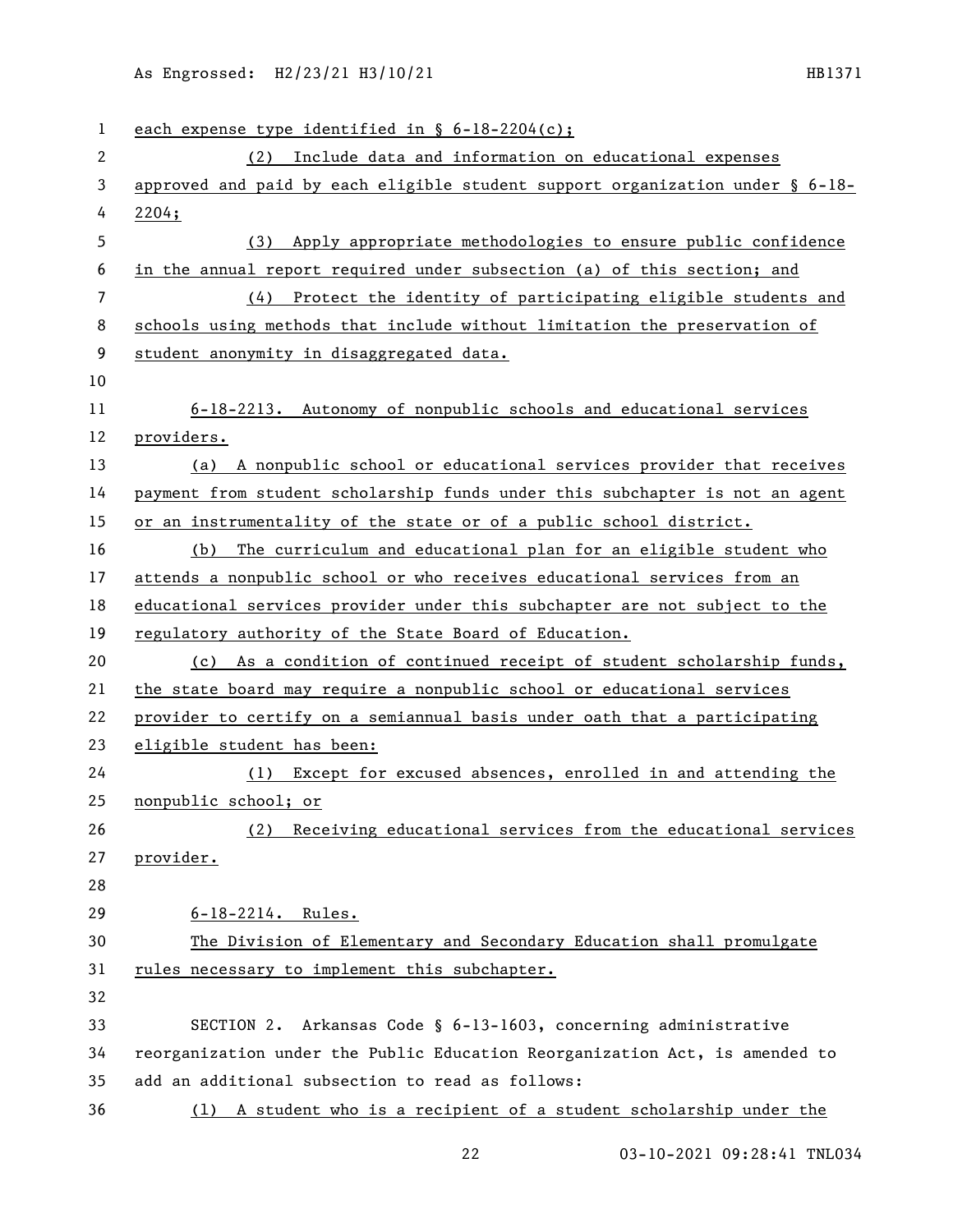each expense type identified in § 6-18-2204(c);

(2) Include data and information on educational expenses approved and paid by each eligible student support organization under § 6-18-2204;

(3) Apply appropriate methodologies to ensure public confidence in the annual report required under subsection (a) of this section; and

(4) Protect the identity of participating eligible students and schools using methods that include without limitation the preservation of student anonymity in disaggregated data.

6-18-2213. Autonomy of nonpublic schools and educational services providers.

(a) A nonpublic school or educational services provider that receives payment from student scholarship funds under this subchapter is not an agent or an instrumentality of the state or of a public school district.

(b) The curriculum and educational plan for an eligible student who attends a nonpublic school or who receives educational services from an educational services provider under this subchapter are not subject to the regulatory authority of the State Board of Education.

(c) As a condition of continued receipt of student scholarship funds, the state board may require a nonpublic school or educational services provider to certify on a semiannual basis under oath that a participating eligible student has been:

(1) Except for excused absences, enrolled in and attending the nonpublic school; or

(2) Receiving educational services from the educational services provider.

6-18-2214. Rules.

The Division of Elementary and Secondary Education shall promulgate rules necessary to implement this subchapter.

SECTION 2. Arkansas Code § 6-13-1603, concerning administrative reorganization under the Public Education Reorganization Act, is amended to add an additional subsection to read as follows:

(l) A student who is a recipient of a student scholarship under the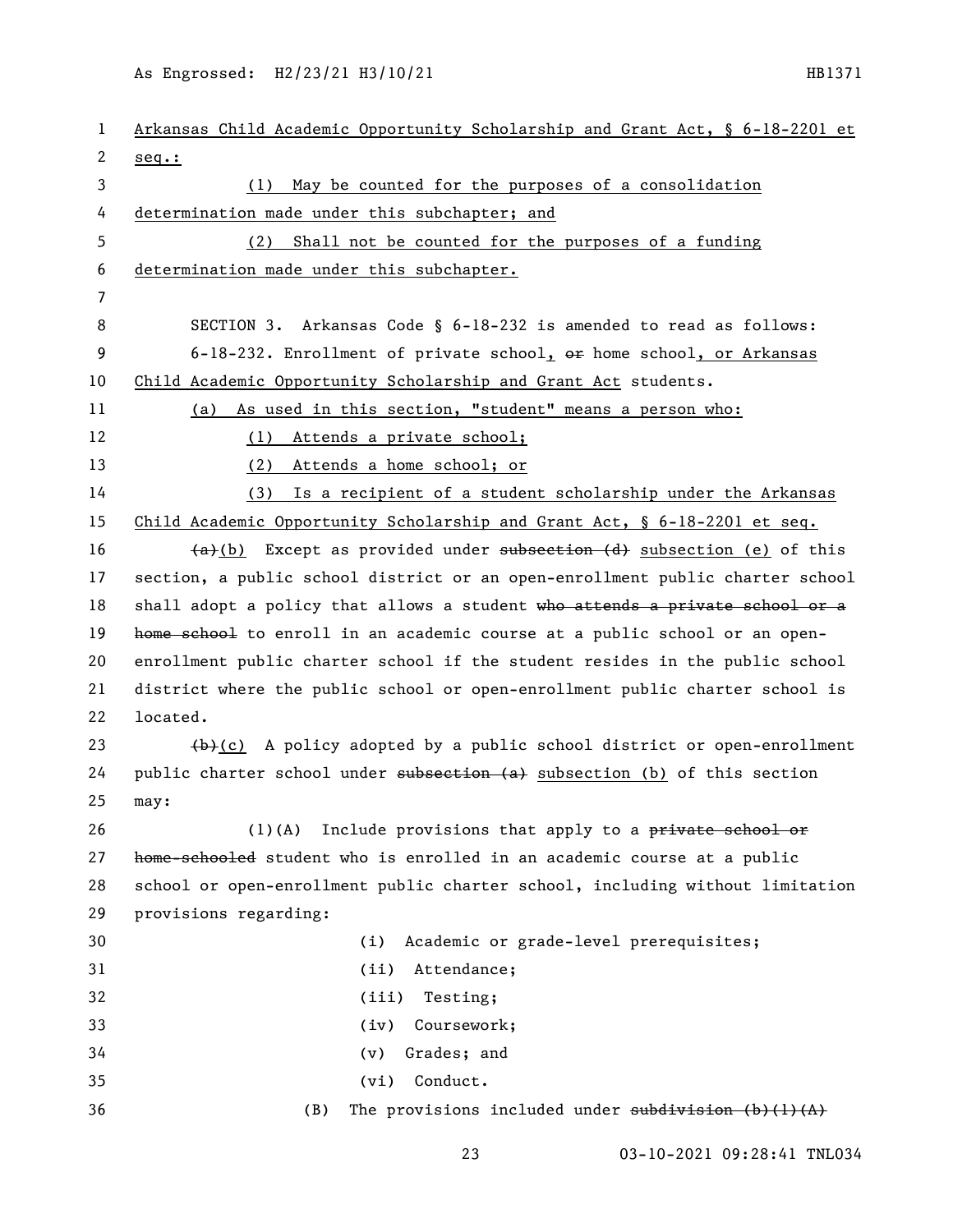Arkansas Child Academic Opportunity Scholarship and Grant Act, § 6-18-2201 et seq.:

(1) May be counted for the purposes of a consolidation determination made under this subchapter; and

(2) Shall not be counted for the purposes of a funding determination made under this subchapter.

SECTION 3. Arkansas Code § 6-18-232 is amended to read as follows:

6-18-232. Enrollment of private school, ~~or~~ home school, or Arkansas Child Academic Opportunity Scholarship and Grant Act students.

(a) As used in this section, "student" means a person who:

(1) Attends a private school;

(2) Attends a home school; or

(3) Is a recipient of a student scholarship under the Arkansas Child Academic Opportunity Scholarship and Grant Act, § 6-18-2201 et seq.

~~(a)~~(b) Except as provided under ~~subsection (d)~~ subsection (e) of this section, a public school district or an open-enrollment public charter school shall adopt a policy that allows a student ~~who attends a private school or a home school~~ to enroll in an academic course at a public school or an open-enrollment public charter school if the student resides in the public school district where the public school or open-enrollment public charter school is located.

~~(b)~~(c) A policy adopted by a public school district or open-enrollment public charter school under ~~subsection (a)~~ subsection (b) of this section may:

(1)(A) Include provisions that apply to a ~~private school or home-schooled~~ student who is enrolled in an academic course at a public school or open-enrollment public charter school, including without limitation provisions regarding:

(i) Academic or grade-level prerequisites;

(ii) Attendance;

(iii) Testing;

(iv) Coursework;

(v) Grades; and

(vi) Conduct.

(B) The provisions included under ~~subdivision (b)(1)(A)~~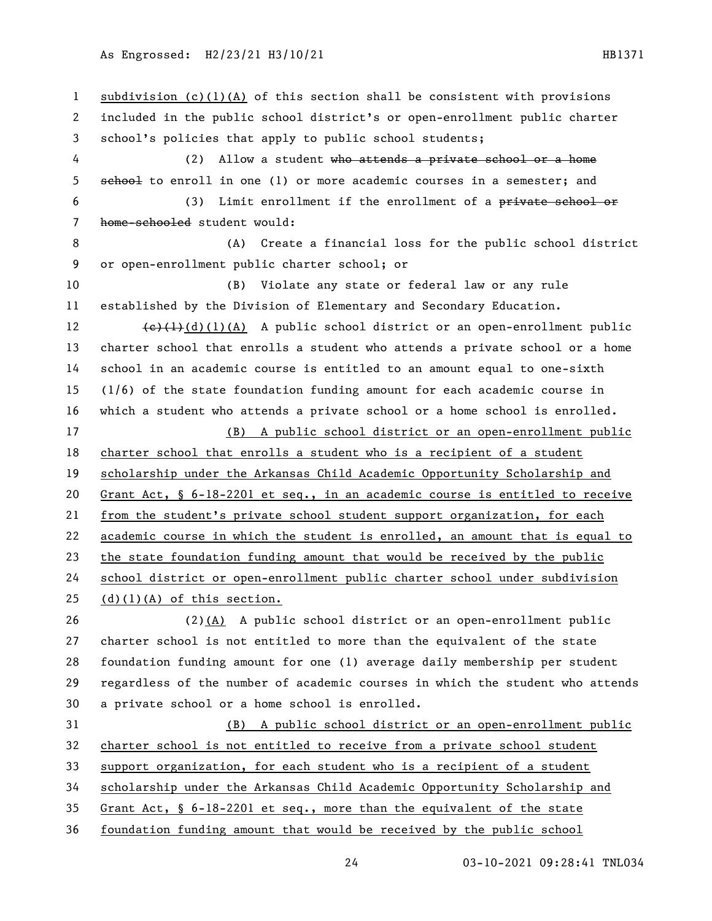subdivision (c)(1)(A) of this section shall be consistent with provisions included in the public school district's or open-enrollment public charter school's policies that apply to public school students;

(2) Allow a student ~~who attends a private school or a home school~~ to enroll in one (1) or more academic courses in a semester; and

(3) Limit enrollment if the enrollment of a ~~private school or home-schooled~~ student would:

(A) Create a financial loss for the public school district or open-enrollment public charter school; or

(B) Violate any state or federal law or any rule established by the Division of Elementary and Secondary Education.

~~(c)(1)~~(d)(1)(A) A public school district or an open-enrollment public charter school that enrolls a student who attends a private school or a home school in an academic course is entitled to an amount equal to one-sixth (1/6) of the state foundation funding amount for each academic course in which a student who attends a private school or a home school is enrolled.

(B) A public school district or an open-enrollment public charter school that enrolls a student who is a recipient of a student scholarship under the Arkansas Child Academic Opportunity Scholarship and Grant Act, § 6-18-2201 et seq., in an academic course is entitled to receive from the student's private school student support organization, for each academic course in which the student is enrolled, an amount that is equal to the state foundation funding amount that would be received by the public school district or open-enrollment public charter school under subdivision (d)(1)(A) of this section.

(2)(A) A public school district or an open-enrollment public charter school is not entitled to more than the equivalent of the state foundation funding amount for one (1) average daily membership per student regardless of the number of academic courses in which the student who attends a private school or a home school is enrolled.

(B) A public school district or an open-enrollment public charter school is not entitled to receive from a private school student support organization, for each student who is a recipient of a student scholarship under the Arkansas Child Academic Opportunity Scholarship and Grant Act, § 6-18-2201 et seq., more than the equivalent of the state foundation funding amount that would be received by the public school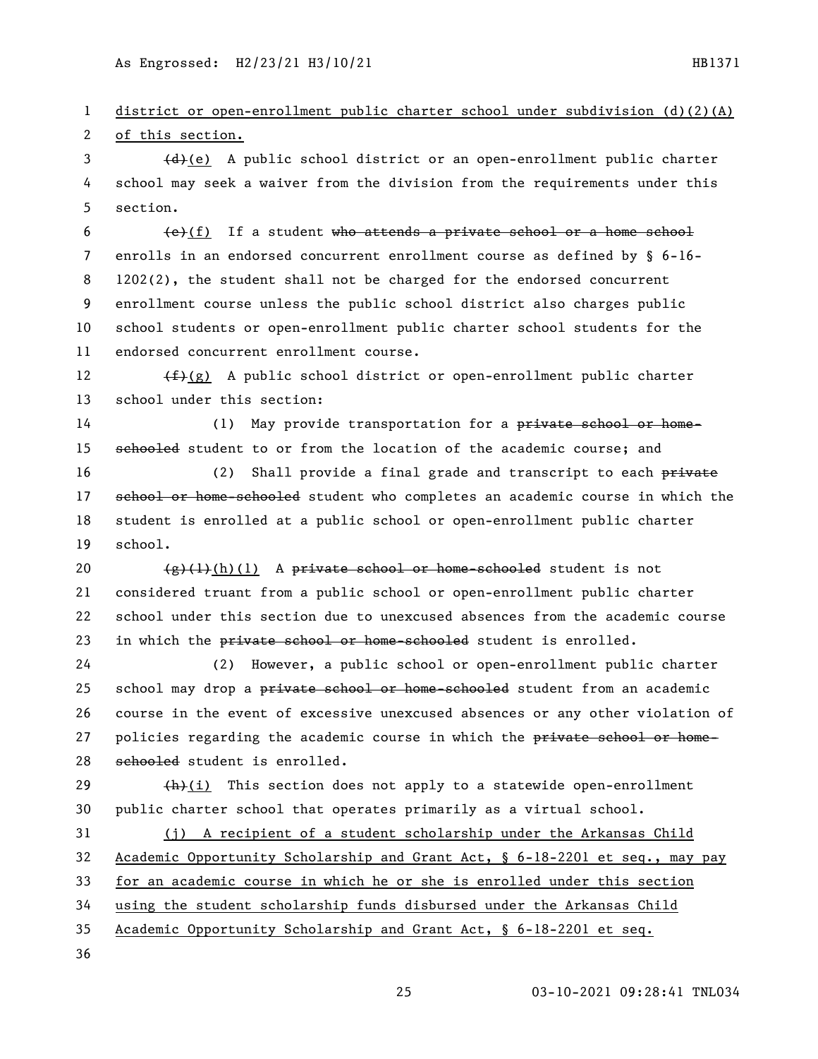district or open-enrollment public charter school under subdivision (d)(2)(A) of this section.

~~(d)~~(e) A public school district or an open-enrollment public charter school may seek a waiver from the division from the requirements under this section.

~~(e)~~(f) If a student ~~who attends a private school or a home school~~ enrolls in an endorsed concurrent enrollment course as defined by § 6-16-1202(2), the student shall not be charged for the endorsed concurrent enrollment course unless the public school district also charges public school students or open-enrollment public charter school students for the endorsed concurrent enrollment course.

~~(f)~~(g) A public school district or open-enrollment public charter school under this section:

(1) May provide transportation for a ~~private school or home-schooled~~ student to or from the location of the academic course; and

(2) Shall provide a final grade and transcript to each ~~private school or home-schooled~~ student who completes an academic course in which the student is enrolled at a public school or open-enrollment public charter school.

~~(g)(1)~~(h)(1) A ~~private school or home-schooled~~ student is not considered truant from a public school or open-enrollment public charter school under this section due to unexcused absences from the academic course in which the ~~private school or home-schooled~~ student is enrolled.

(2) However, a public school or open-enrollment public charter school may drop a ~~private school or home-schooled~~ student from an academic course in the event of excessive unexcused absences or any other violation of policies regarding the academic course in which the ~~private school or home-schooled~~ student is enrolled.

~~(h)~~(i) This section does not apply to a statewide open-enrollment public charter school that operates primarily as a virtual school.

(j) A recipient of a student scholarship under the Arkansas Child Academic Opportunity Scholarship and Grant Act, § 6-18-2201 et seq., may pay for an academic course in which he or she is enrolled under this section using the student scholarship funds disbursed under the Arkansas Child Academic Opportunity Scholarship and Grant Act, § 6-18-2201 et seq.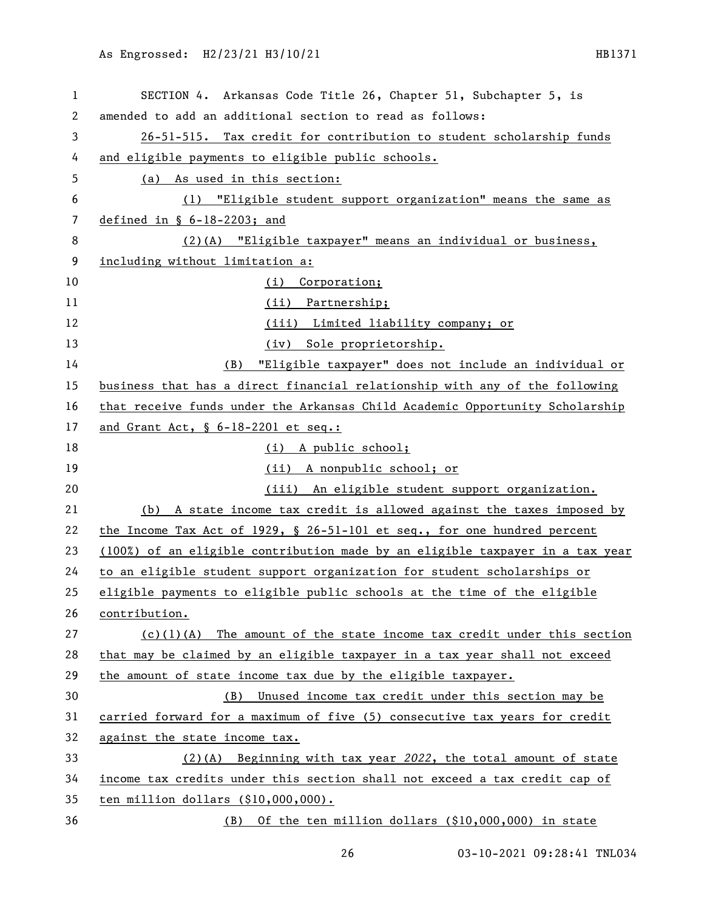SECTION 4. Arkansas Code Title 26, Chapter 51, Subchapter 5, is amended to add an additional section to read as follows:

26-51-515. Tax credit for contribution to student scholarship funds and eligible payments to eligible public schools.

(a) As used in this section:

(1) "Eligible student support organization" means the same as defined in § 6-18-2203; and

(2)(A) "Eligible taxpayer" means an individual or business, including without limitation a:

(i) Corporation;

(ii) Partnership;

(iii) Limited liability company; or

(iv) Sole proprietorship.

(B) "Eligible taxpayer" does not include an individual or business that has a direct financial relationship with any of the following that receive funds under the Arkansas Child Academic Opportunity Scholarship and Grant Act, § 6-18-2201 et seq.:

(i) A public school;

(ii) A nonpublic school; or

(iii) An eligible student support organization.

(b) A state income tax credit is allowed against the taxes imposed by the Income Tax Act of 1929, § 26-51-101 et seq., for one hundred percent (100%) of an eligible contribution made by an eligible taxpayer in a tax year to an eligible student support organization for student scholarships or eligible payments to eligible public schools at the time of the eligible contribution.

(c)(1)(A) The amount of the state income tax credit under this section that may be claimed by an eligible taxpayer in a tax year shall not exceed the amount of state income tax due by the eligible taxpayer.

(B) Unused income tax credit under this section may be carried forward for a maximum of five (5) consecutive tax years for credit against the state income tax.

(2)(A) Beginning with tax year *2022*, the total amount of state income tax credits under this section shall not exceed a tax credit cap of ten million dollars ($10,000,000).

(B) Of the ten million dollars ($10,000,000) in state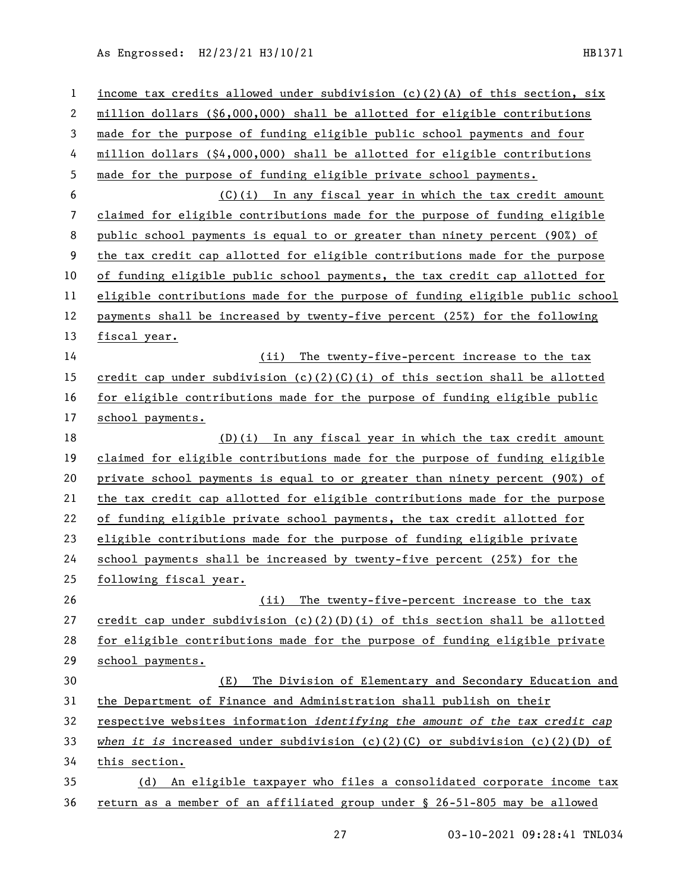income tax credits allowed under subdivision (c)(2)(A) of this section, six million dollars ($6,000,000) shall be allotted for eligible contributions made for the purpose of funding eligible public school payments and four million dollars ($4,000,000) shall be allotted for eligible contributions made for the purpose of funding eligible private school payments.

(C)(i) In any fiscal year in which the tax credit amount claimed for eligible contributions made for the purpose of funding eligible public school payments is equal to or greater than ninety percent (90%) of the tax credit cap allotted for eligible contributions made for the purpose of funding eligible public school payments, the tax credit cap allotted for eligible contributions made for the purpose of funding eligible public school payments shall be increased by twenty-five percent (25%) for the following fiscal year.

(ii) The twenty-five-percent increase to the tax credit cap under subdivision (c)(2)(C)(i) of this section shall be allotted for eligible contributions made for the purpose of funding eligible public school payments.

(D)(i) In any fiscal year in which the tax credit amount claimed for eligible contributions made for the purpose of funding eligible private school payments is equal to or greater than ninety percent (90%) of the tax credit cap allotted for eligible contributions made for the purpose of funding eligible private school payments, the tax credit allotted for eligible contributions made for the purpose of funding eligible private school payments shall be increased by twenty-five percent (25%) for the following fiscal year.

(ii) The twenty-five-percent increase to the tax credit cap under subdivision (c)(2)(D)(i) of this section shall be allotted for eligible contributions made for the purpose of funding eligible private school payments.

(E) The Division of Elementary and Secondary Education and the Department of Finance and Administration shall publish on their respective websites information *identifying the amount of the tax credit cap when it is* increased under subdivision (c)(2)(C) or subdivision (c)(2)(D) of this section.

(d) An eligible taxpayer who files a consolidated corporate income tax return as a member of an affiliated group under § 26-51-805 may be allowed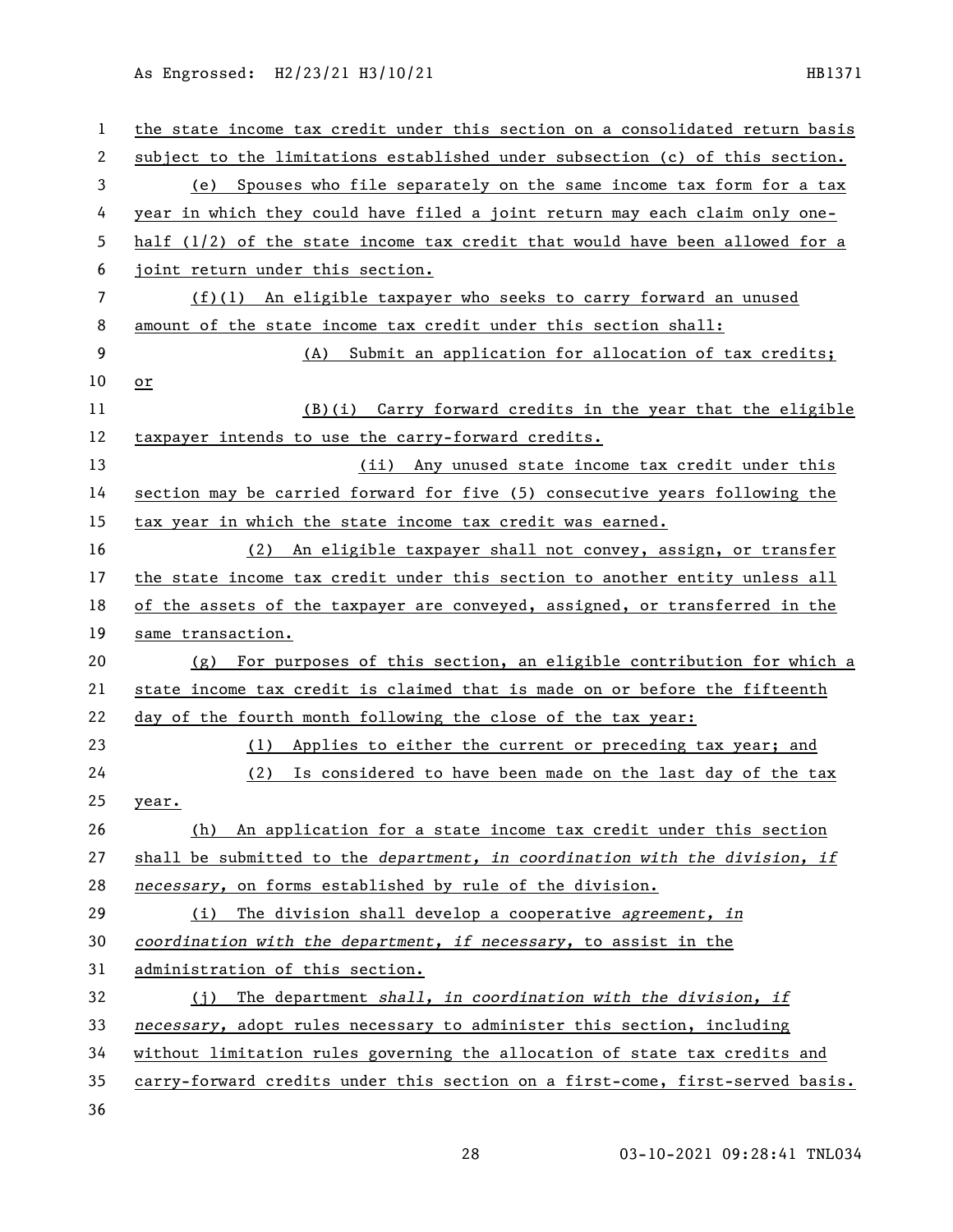the state income tax credit under this section on a consolidated return basis subject to the limitations established under subsection (c) of this section.

(e) Spouses who file separately on the same income tax form for a tax year in which they could have filed a joint return may each claim only one-half (1/2) of the state income tax credit that would have been allowed for a joint return under this section.

(f)(1) An eligible taxpayer who seeks to carry forward an unused amount of the state income tax credit under this section shall:

(A) Submit an application for allocation of tax credits; or

(B)(i) Carry forward credits in the year that the eligible taxpayer intends to use the carry-forward credits.

(ii) Any unused state income tax credit under this section may be carried forward for five (5) consecutive years following the tax year in which the state income tax credit was earned.

(2) An eligible taxpayer shall not convey, assign, or transfer the state income tax credit under this section to another entity unless all of the assets of the taxpayer are conveyed, assigned, or transferred in the same transaction.

(g) For purposes of this section, an eligible contribution for which a state income tax credit is claimed that is made on or before the fifteenth day of the fourth month following the close of the tax year:

(1) Applies to either the current or preceding tax year; and

(2) Is considered to have been made on the last day of the tax year.

(h) An application for a state income tax credit under this section shall be submitted to the *department, in coordination with the division, if necessary*, on forms established by rule of the division.

(i) The division shall develop a cooperative *agreement, in coordination with the department, if necessary*, to assist in the administration of this section.

(j) The department *shall, in coordination with the division, if necessary*, adopt rules necessary to administer this section, including without limitation rules governing the allocation of state tax credits and carry-forward credits under this section on a first-come, first-served basis.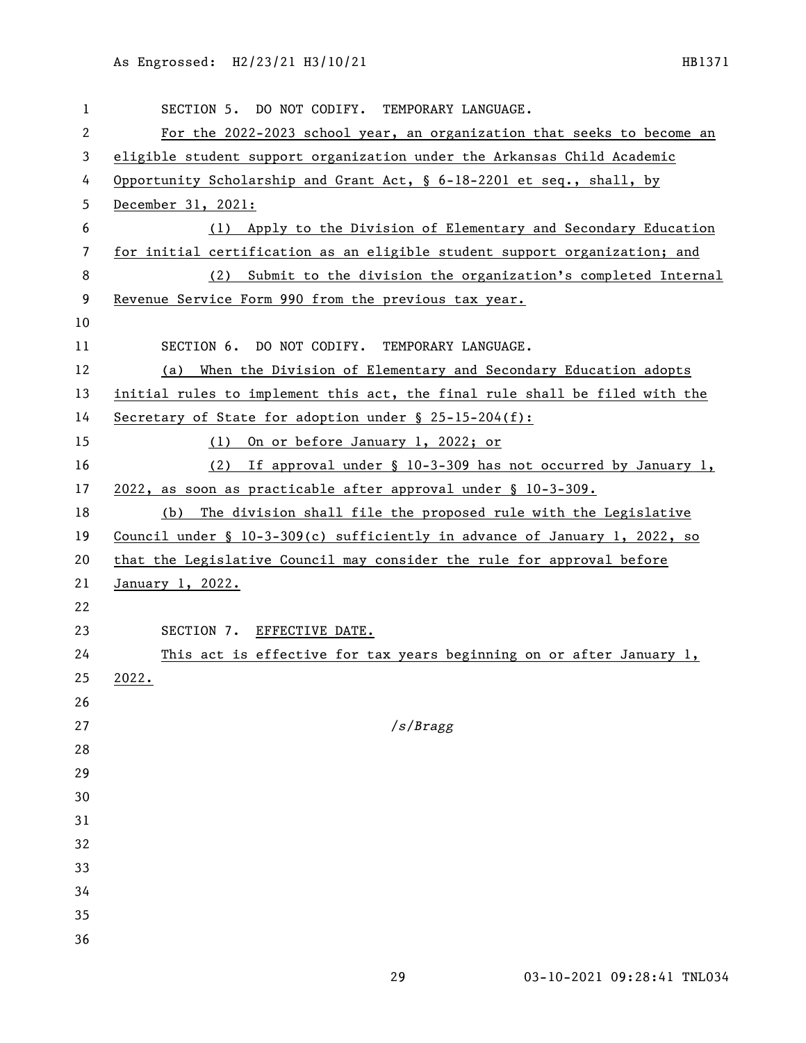SECTION 5. DO NOT CODIFY. TEMPORARY LANGUAGE.

For the 2022-2023 school year, an organization that seeks to become an eligible student support organization under the Arkansas Child Academic Opportunity Scholarship and Grant Act, § 6-18-2201 et seq., shall, by December 31, 2021:

(1) Apply to the Division of Elementary and Secondary Education for initial certification as an eligible student support organization; and

(2) Submit to the division the organization's completed Internal Revenue Service Form 990 from the previous tax year.

SECTION 6. DO NOT CODIFY. TEMPORARY LANGUAGE.

(a) When the Division of Elementary and Secondary Education adopts initial rules to implement this act, the final rule shall be filed with the Secretary of State for adoption under § 25-15-204(f):

(1) On or before January 1, 2022; or

(2) If approval under § 10-3-309 has not occurred by January 1, 2022, as soon as practicable after approval under § 10-3-309.

(b) The division shall file the proposed rule with the Legislative Council under § 10-3-309(c) sufficiently in advance of January 1, 2022, so that the Legislative Council may consider the rule for approval before January 1, 2022.

SECTION 7. EFFECTIVE DATE.

This act is effective for tax years beginning on or after January 1, 2022.

*/s/Bragg*